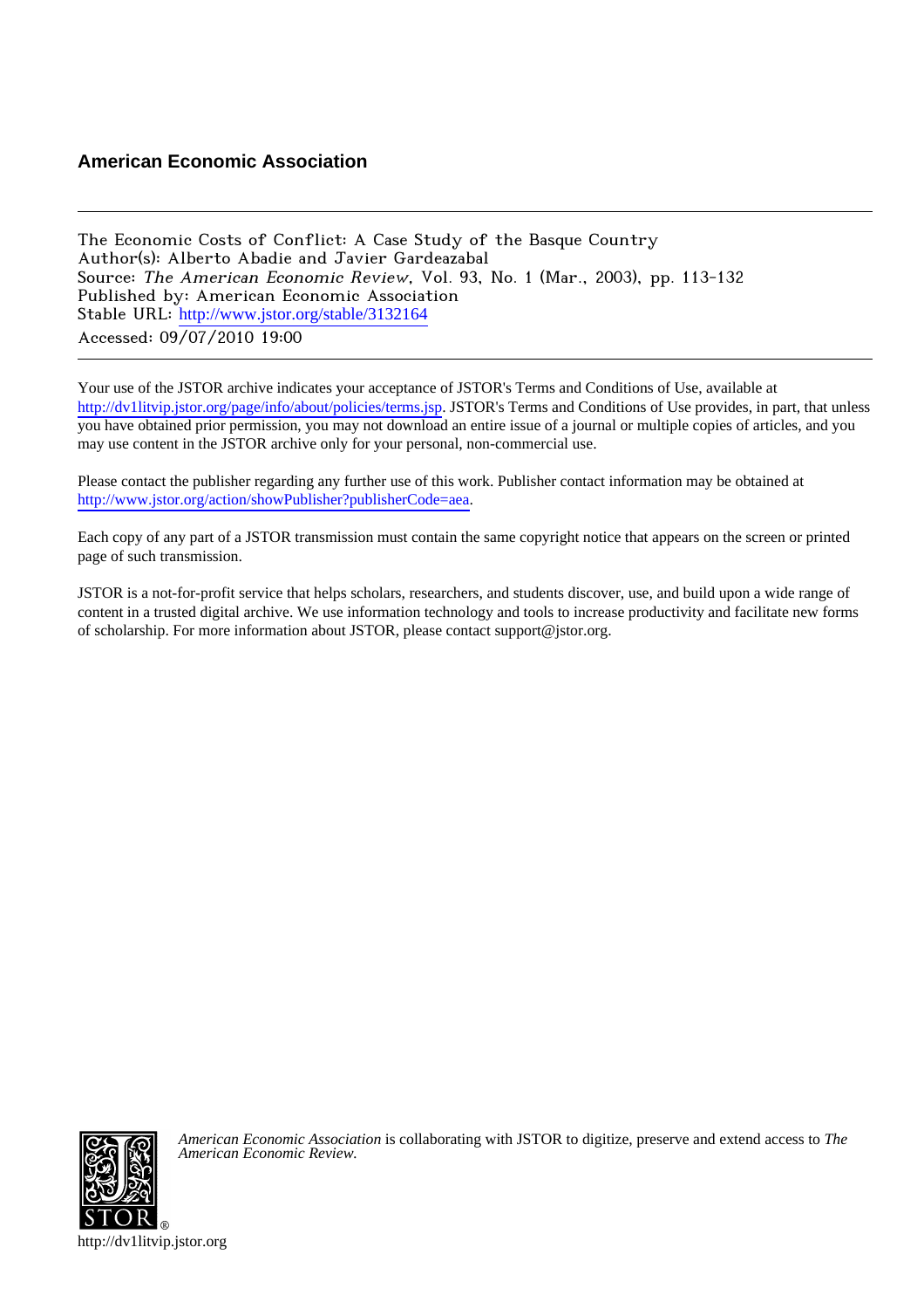**American Economic Association**

---

The Economic Costs of Conflict: A Case Study of the Basque Country
Author(s): Alberto Abadie and Javier Gardeazabal
Source: *The American Economic Review*, Vol. 93, No. 1 (Mar., 2003), pp. 113-132
Published by: American Economic Association
Stable URL: http://www.jstor.org/stable/3132164
Accessed: 09/07/2010 19:00

---

Your use of the JSTOR archive indicates your acceptance of JSTOR's Terms and Conditions of Use, available at http://dv1litvip.jstor.org/page/info/about/policies/terms.jsp. JSTOR's Terms and Conditions of Use provides, in part, that unless you have obtained prior permission, you may not download an entire issue of a journal or multiple copies of articles, and you may use content in the JSTOR archive only for your personal, non-commercial use.

Please contact the publisher regarding any further use of this work. Publisher contact information may be obtained at http://www.jstor.org/action/showPublisher?publisherCode=aea.

Each copy of any part of a JSTOR transmission must contain the same copyright notice that appears on the screen or printed page of such transmission.

JSTOR is a not-for-profit service that helps scholars, researchers, and students discover, use, and build upon a wide range of content in a trusted digital archive. We use information technology and tools to increase productivity and facilitate new forms of scholarship. For more information about JSTOR, please contact support@jstor.org.

*American Economic Association* is collaborating with JSTOR to digitize, preserve and extend access to *The American Economic Review.*

http://dv1litvip.jstor.org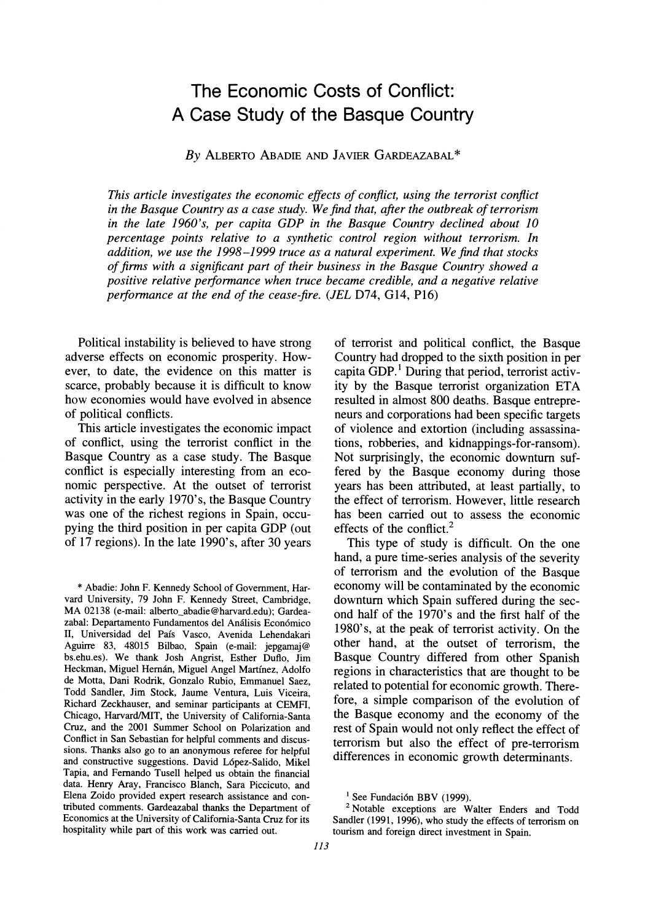# The Economic Costs of Conflict: A Case Study of the Basque Country

*By* ALBERTO ABADIE AND JAVIER GARDEAZABAL*

*This article investigates the economic effects of conflict, using the terrorist conflict in the Basque Country as a case study. We find that, after the outbreak of terrorism in the late 1960's, per capita GDP in the Basque Country declined about 10 percentage points relative to a synthetic control region without terrorism. In addition, we use the 1998–1999 truce as a natural experiment. We find that stocks of firms with a significant part of their business in the Basque Country showed a positive relative performance when truce became credible, and a negative relative performance at the end of the cease-fire.* (*JEL* D74, G14, P16)

Political instability is believed to have strong adverse effects on economic prosperity. However, to date, the evidence on this matter is scarce, probably because it is difficult to know how economies would have evolved in absence of political conflicts.

This article investigates the economic impact of conflict, using the terrorist conflict in the Basque Country as a case study. The Basque conflict is especially interesting from an economic perspective. At the outset of terrorist activity in the early 1970's, the Basque Country was one of the richest regions in Spain, occupying the third position in per capita GDP (out of 17 regions). In the late 1990's, after 30 years of terrorist and political conflict, the Basque Country had dropped to the sixth position in per capita GDP.[1] During that period, terrorist activity by the Basque terrorist organization ETA resulted in almost 800 deaths. Basque entrepreneurs and corporations had been specific targets of violence and extortion (including assassinations, robberies, and kidnappings-for-ransom). Not surprisingly, the economic downturn suffered by the Basque economy during those years has been attributed, at least partially, to the effect of terrorism. However, little research has been carried out to assess the economic effects of the conflict.[2]

This type of study is difficult. On the one hand, a pure time-series analysis of the severity of terrorism and the evolution of the Basque economy will be contaminated by the economic downturn which Spain suffered during the second half of the 1970's and the first half of the 1980's, at the peak of terrorist activity. On the other hand, at the outset of terrorism, the Basque Country differed from other Spanish regions in characteristics that are thought to be related to potential for economic growth. Therefore, a simple comparison of the evolution of the Basque economy and the economy of the rest of Spain would not only reflect the effect of terrorism but also the effect of pre-terrorism differences in economic growth determinants.

\* Abadie: John F. Kennedy School of Government, Harvard University, 79 John F. Kennedy Street, Cambridge, MA 02138 (e-mail: alberto_abadie@harvard.edu); Gardeazabal: Departamento Fundamentos del Análisis Económico II, Universidad del País Vasco, Avenida Lehendakari Aguirre 83, 48015 Bilbao, Spain (e-mail: jepgamaj@bs.ehu.es). We thank Josh Angrist, Esther Duflo, Jim Heckman, Miguel Hernán, Miguel Angel Martínez, Adolfo de Motta, Dani Rodrik, Gonzalo Rubio, Emmanuel Saez, Todd Sandler, Jim Stock, Jaume Ventura, Luis Viceira, Richard Zeckhauser, and seminar participants at CEMFI, Chicago, Harvard/MIT, the University of California-Santa Cruz, and the 2001 Summer School on Polarization and Conflict in San Sebastian for helpful comments and discussions. Thanks also go to an anonymous referee for helpful and constructive suggestions. David López-Salido, Mikel Tapia, and Fernando Tusell helped us obtain the financial data. Henry Aray, Francisco Blanch, Sara Piccicuto, and Elena Zoido provided expert research assistance and contributed comments. Gardeazabal thanks the Department of Economics at the University of California-Santa Cruz for its hospitality while part of this work was carried out.

[1] See Fundación BBV (1999).

[2] Notable exceptions are Walter Enders and Todd Sandler (1991, 1996), who study the effects of terrorism on tourism and foreign direct investment in Spain.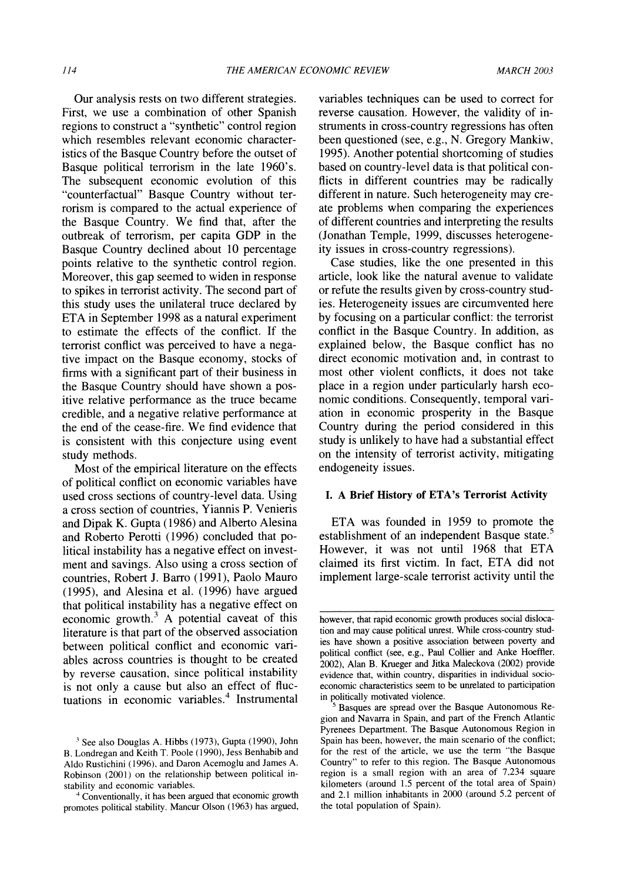Our analysis rests on two different strategies. First, we use a combination of other Spanish regions to construct a "synthetic" control region which resembles relevant economic characteristics of the Basque Country before the outset of Basque political terrorism in the late 1960's. The subsequent economic evolution of this "counterfactual" Basque Country without terrorism is compared to the actual experience of the Basque Country. We find that, after the outbreak of terrorism, per capita GDP in the Basque Country declined about 10 percentage points relative to the synthetic control region. Moreover, this gap seemed to widen in response to spikes in terrorist activity. The second part of this study uses the unilateral truce declared by ETA in September 1998 as a natural experiment to estimate the effects of the conflict. If the terrorist conflict was perceived to have a negative impact on the Basque economy, stocks of firms with a significant part of their business in the Basque Country should have shown a positive relative performance as the truce became credible, and a negative relative performance at the end of the cease-fire. We find evidence that is consistent with this conjecture using event study methods.

Most of the empirical literature on the effects of political conflict on economic variables have used cross sections of country-level data. Using a cross section of countries, Yiannis P. Venieris and Dipak K. Gupta (1986) and Alberto Alesina and Roberto Perotti (1996) concluded that political instability has a negative effect on investment and savings. Also using a cross section of countries, Robert J. Barro (1991), Paolo Mauro (1995), and Alesina et al. (1996) have argued that political instability has a negative effect on economic growth.[3] A potential caveat of this literature is that part of the observed association between political conflict and economic variables across countries is thought to be created by reverse causation, since political instability is not only a cause but also an effect of fluctuations in economic variables.[4] Instrumental variables techniques can be used to correct for reverse causation. However, the validity of instruments in cross-country regressions has often been questioned (see, e.g., N. Gregory Mankiw, 1995). Another potential shortcoming of studies based on country-level data is that political conflicts in different countries may be radically different in nature. Such heterogeneity may create problems when comparing the experiences of different countries and interpreting the results (Jonathan Temple, 1999, discusses heterogeneity issues in cross-country regressions).

Case studies, like the one presented in this article, look like the natural avenue to validate or refute the results given by cross-country studies. Heterogeneity issues are circumvented here by focusing on a particular conflict: the terrorist conflict in the Basque Country. In addition, as explained below, the Basque conflict has no direct economic motivation and, in contrast to most other violent conflicts, it does not take place in a region under particularly harsh economic conditions. Consequently, temporal variation in economic prosperity in the Basque Country during the period considered in this study is unlikely to have had a substantial effect on the intensity of terrorist activity, mitigating endogeneity issues.

## I. A Brief History of ETA's Terrorist Activity

ETA was founded in 1959 to promote the establishment of an independent Basque state.[5] However, it was not until 1968 that ETA claimed its first victim. In fact, ETA did not implement large-scale terrorist activity until the

---

[3] See also Douglas A. Hibbs (1973), Gupta (1990), John B. Londregan and Keith T. Poole (1990), Jess Benhabib and Aldo Rustichini (1996), and Daron Acemoglu and James A. Robinson (2001) on the relationship between political instability and economic variables.

[4] Conventionally, it has been argued that economic growth promotes political stability. Mancur Olson (1963) has argued, however, that rapid economic growth produces social dislocation and may cause political unrest. While cross-country studies have shown a positive association between poverty and political conflict (see, e.g., Paul Collier and Anke Hoeffler, 2002), Alan B. Krueger and Jitka Maleckova (2002) provide evidence that, within country, disparities in individual socioeconomic characteristics seem to be unrelated to participation in politically motivated violence.

[5] Basques are spread over the Basque Autonomous Region and Navarra in Spain, and part of the French Atlantic Pyrenees Department. The Basque Autonomous Region in Spain has been, however, the main scenario of the conflict; for the rest of the article, we use the term "the Basque Country" to refer to this region. The Basque Autonomous region is a small region with an area of 7.234 square kilometers (around 1.5 percent of the total area of Spain) and 2.1 million inhabitants in 2000 (around 5.2 percent of the total population of Spain).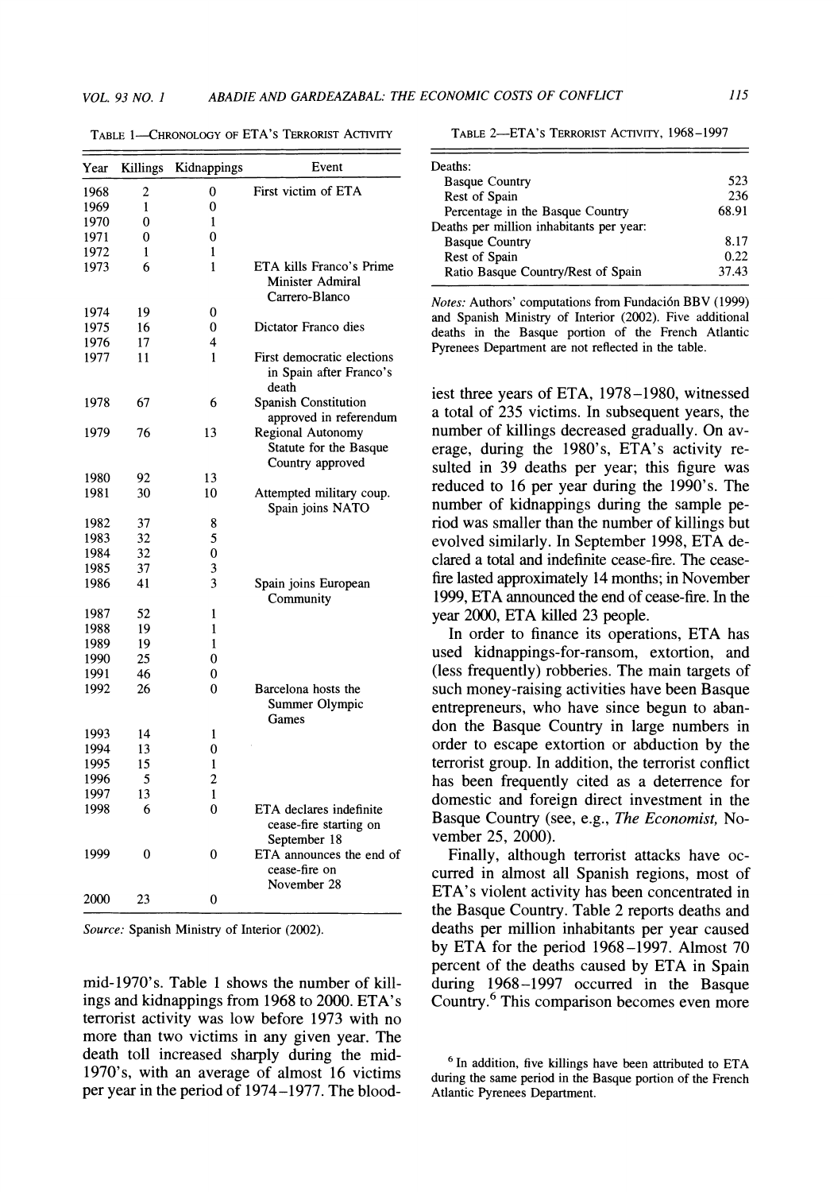TABLE 1—CHRONOLOGY OF ETA'S TERRORIST ACTIVITY

| Year | Killings | Kidnappings | Event |
|---|---|---|---|
| 1968 | 2 | 0 | First victim of ETA |
| 1969 | 1 | 0 | |
| 1970 | 0 | 1 | |
| 1971 | 0 | 0 | |
| 1972 | 1 | 1 | |
| 1973 | 6 | 1 | ETA kills Franco's Prime Minister Admiral Carrero-Blanco |
| 1974 | 19 | 0 | |
| 1975 | 16 | 0 | Dictator Franco dies |
| 1976 | 17 | 4 | |
| 1977 | 11 | 1 | First democratic elections in Spain after Franco's death |
| 1978 | 67 | 6 | Spanish Constitution approved in referendum |
| 1979 | 76 | 13 | Regional Autonomy Statute for the Basque Country approved |
| 1980 | 92 | 13 | |
| 1981 | 30 | 10 | Attempted military coup. Spain joins NATO |
| 1982 | 37 | 8 | |
| 1983 | 32 | 5 | |
| 1984 | 32 | 0 | |
| 1985 | 37 | 3 | |
| 1986 | 41 | 3 | Spain joins European Community |
| 1987 | 52 | 1 | |
| 1988 | 19 | 1 | |
| 1989 | 19 | 1 | |
| 1990 | 25 | 0 | |
| 1991 | 46 | 0 | |
| 1992 | 26 | 0 | Barcelona hosts the Summer Olympic Games |
| 1993 | 14 | 1 | |
| 1994 | 13 | 0 | |
| 1995 | 15 | 1 | |
| 1996 | 5 | 2 | |
| 1997 | 13 | 1 | |
| 1998 | 6 | 0 | ETA declares indefinite cease-fire starting on September 18 |
| 1999 | 0 | 0 | ETA announces the end of cease-fire on November 28 |
| 2000 | 23 | 0 | |

*Source:* Spanish Ministry of Interior (2002).

mid-1970's. Table 1 shows the number of killings and kidnappings from 1968 to 2000. ETA's terrorist activity was low before 1973 with no more than two victims in any given year. The death toll increased sharply during the mid-1970's, with an average of almost 16 victims per year in the period of 1974–1977. The bloodiest three years of ETA, 1978–1980, witnessed a total of 235 victims. In subsequent years, the number of killings decreased gradually. On average, during the 1980's, ETA's activity resulted in 39 deaths per year; this figure was reduced to 16 per year during the 1990's. The number of kidnappings during the sample period was smaller than the number of killings but evolved similarly. In September 1998, ETA declared a total and indefinite cease-fire. The cease-fire lasted approximately 14 months; in November 1999, ETA announced the end of cease-fire. In the year 2000, ETA killed 23 people.

In order to finance its operations, ETA has used kidnappings-for-ransom, extortion, and (less frequently) robberies. The main targets of such money-raising activities have been Basque entrepreneurs, who have since begun to abandon the Basque Country in large numbers in order to escape extortion or abduction by the terrorist group. In addition, the terrorist conflict has been frequently cited as a deterrence for domestic and foreign direct investment in the Basque Country (see, e.g., *The Economist,* November 25, 2000).

Finally, although terrorist attacks have occurred in almost all Spanish regions, most of ETA's violent activity has been concentrated in the Basque Country. Table 2 reports deaths and deaths per million inhabitants per year caused by ETA for the period 1968–1997. Almost 70 percent of the deaths caused by ETA in Spain during 1968–1997 occurred in the Basque Country.[6] This comparison becomes even more

TABLE 2—ETA'S TERRORIST ACTIVITY, 1968–1997

| | |
|---|---|
| Deaths: | |
| Basque Country | 523 |
| Rest of Spain | 236 |
| Percentage in the Basque Country | 68.91 |
| Deaths per million inhabitants per year: | |
| Basque Country | 8.17 |
| Rest of Spain | 0.22 |
| Ratio Basque Country/Rest of Spain | 37.43 |

*Notes:* Authors' computations from Fundación BBV (1999) and Spanish Ministry of Interior (2002). Five additional deaths in the Basque portion of the French Atlantic Pyrenees Department are not reflected in the table.

[6] In addition, five killings have been attributed to ETA during the same period in the Basque portion of the French Atlantic Pyrenees Department.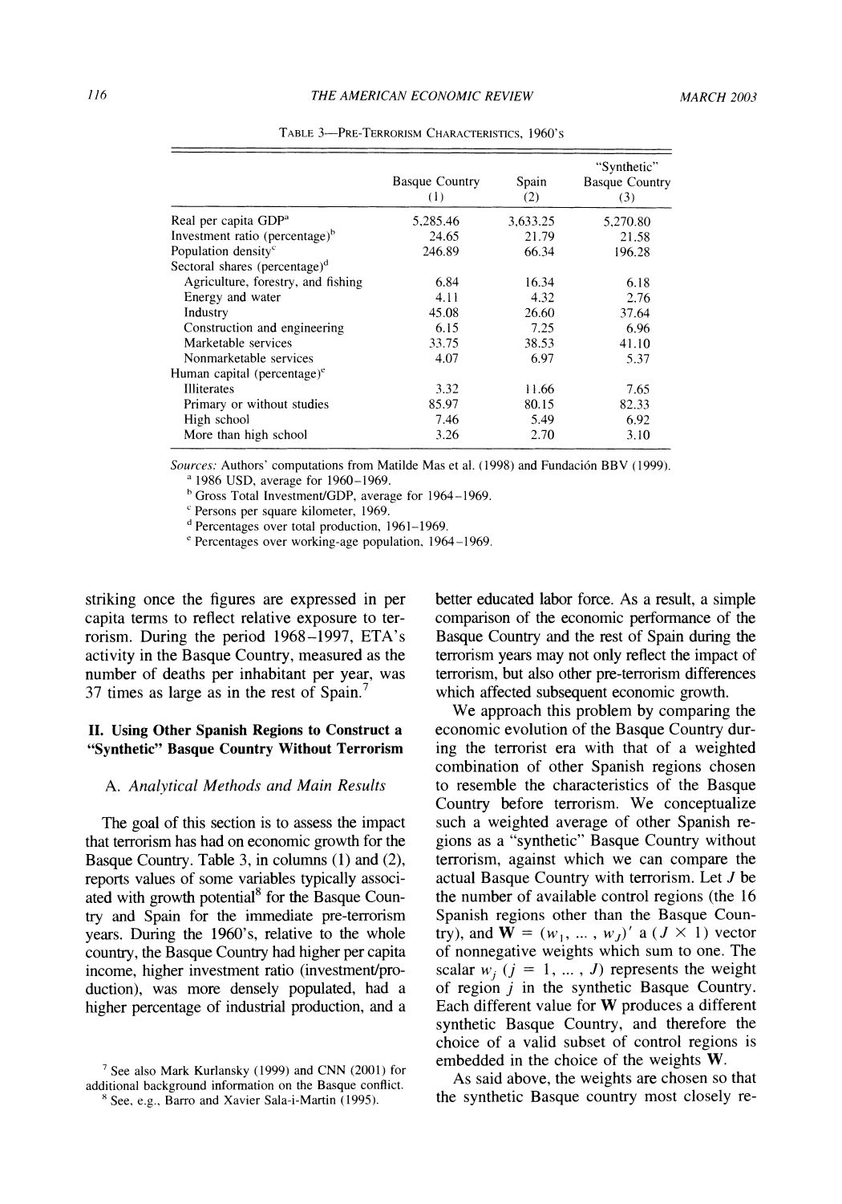TABLE 3—PRE-TERRORISM CHARACTERISTICS, 1960'S

| | Basque Country (1) | Spain (2) | "Synthetic" Basque Country (3) |
|---|---|---|---|
| Real per capita GDP[a] | 5,285.46 | 3,633.25 | 5,270.80 |
| Investment ratio (percentage)[b] | 24.65 | 21.79 | 21.58 |
| Population density[c] | 246.89 | 66.34 | 196.28 |
| Sectoral shares (percentage)[d] | | | |
| Agriculture, forestry, and fishing | 6.84 | 16.34 | 6.18 |
| Energy and water | 4.11 | 4.32 | 2.76 |
| Industry | 45.08 | 26.60 | 37.64 |
| Construction and engineering | 6.15 | 7.25 | 6.96 |
| Marketable services | 33.75 | 38.53 | 41.10 |
| Nonmarketable services | 4.07 | 6.97 | 5.37 |
| Human capital (percentage)[e] | | | |
| Illiterates | 3.32 | 11.66 | 7.65 |
| Primary or without studies | 85.97 | 80.15 | 82.33 |
| High school | 7.46 | 5.49 | 6.92 |
| More than high school | 3.26 | 2.70 | 3.10 |

*Sources:* Authors' computations from Matilde Mas et al. (1998) and Fundación BBV (1999).
[a] 1986 USD, average for 1960–1969.
[b] Gross Total Investment/GDP, average for 1964–1969.
[c] Persons per square kilometer, 1969.
[d] Percentages over total production, 1961–1969.
[e] Percentages over working-age population, 1964–1969.

striking once the figures are expressed in per capita terms to reflect relative exposure to terrorism. During the period 1968–1997, ETA's activity in the Basque Country, measured as the number of deaths per inhabitant per year, was 37 times as large as in the rest of Spain.[7]

## II. Using Other Spanish Regions to Construct a "Synthetic" Basque Country Without Terrorism

### A. Analytical Methods and Main Results

The goal of this section is to assess the impact that terrorism has had on economic growth for the Basque Country. Table 3, in columns (1) and (2), reports values of some variables typically associated with growth potential[8] for the Basque Country and Spain for the immediate pre-terrorism years. During the 1960's, relative to the whole country, the Basque Country had higher per capita income, higher investment ratio (investment/production), was more densely populated, had a higher percentage of industrial production, and a better educated labor force. As a result, a simple comparison of the economic performance of the Basque Country and the rest of Spain during the terrorism years may not only reflect the impact of terrorism, but also other pre-terrorism differences which affected subsequent economic growth.

We approach this problem by comparing the economic evolution of the Basque Country during the terrorist era with that of a weighted combination of other Spanish regions chosen to resemble the characteristics of the Basque Country before terrorism. We conceptualize such a weighted average of other Spanish regions as a "synthetic" Basque Country without terrorism, against which we can compare the actual Basque Country with terrorism. Let $J$ be the number of available control regions (the 16 Spanish regions other than the Basque Country), and $\mathbf{W} = (w_1, \ldots, w_J)'$ a $(J \times 1)$ vector of nonnegative weights which sum to one. The scalar $w_j$ $(j = 1, \ldots, J)$ represents the weight of region $j$ in the synthetic Basque Country. Each different value for $\mathbf{W}$ produces a different synthetic Basque Country, and therefore the choice of a valid subset of control regions is embedded in the choice of the weights $\mathbf{W}$.

As said above, the weights are chosen so that the synthetic Basque country most closely re-

[7] See also Mark Kurlansky (1999) and CNN (2001) for additional background information on the Basque conflict.

[8] See, e.g., Barro and Xavier Sala-i-Martin (1995).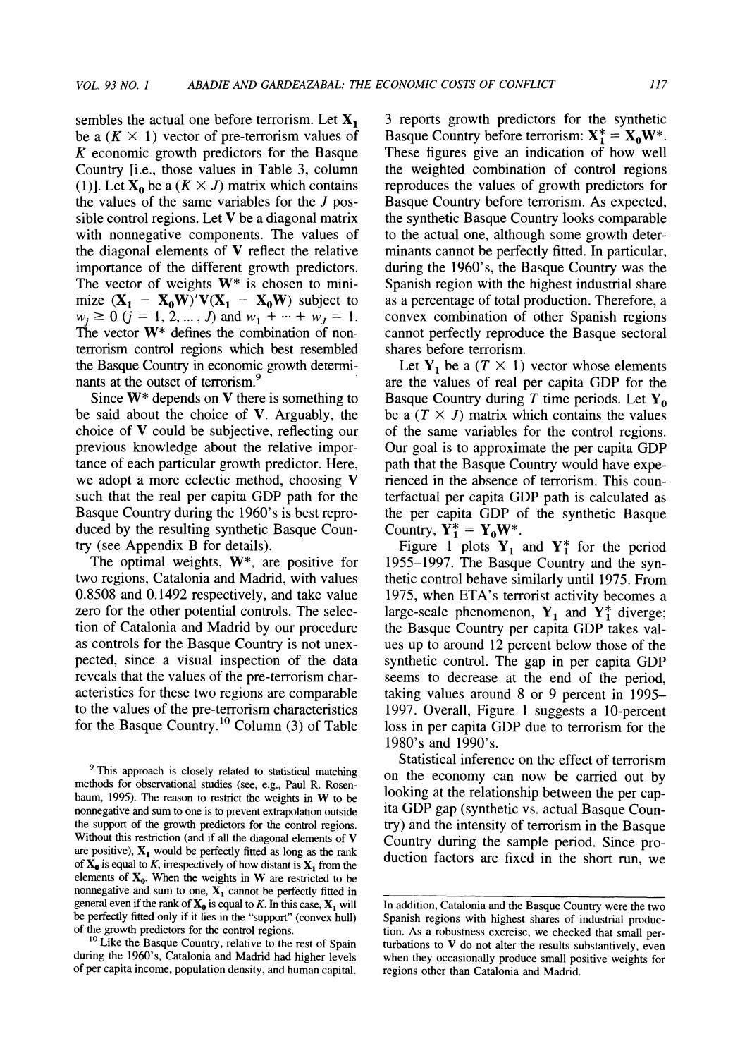sembles the actual one before terrorism. Let $\mathbf{X}_1$ be a $(K \times 1)$ vector of pre-terrorism values of $K$ economic growth predictors for the Basque Country [i.e., those values in Table 3, column (1)]. Let $\mathbf{X}_0$ be a $(K \times J)$ matrix which contains the values of the same variables for the $J$ possible control regions. Let $\mathbf{V}$ be a diagonal matrix with nonnegative components. The values of the diagonal elements of $\mathbf{V}$ reflect the relative importance of the different growth predictors. The vector of weights $\mathbf{W}^*$ is chosen to minimize $(\mathbf{X}_1 - \mathbf{X}_0\mathbf{W})'\mathbf{V}(\mathbf{X}_1 - \mathbf{X}_0\mathbf{W})$ subject to $w_j \geq 0$ $(j = 1, 2, ..., J)$ and $w_1 + \cdots + w_J = 1$. The vector $\mathbf{W}^*$ defines the combination of non-terrorism control regions which best resembled the Basque Country in economic growth determinants at the outset of terrorism.[9]

Since $\mathbf{W}^*$ depends on $\mathbf{V}$ there is something to be said about the choice of $\mathbf{V}$. Arguably, the choice of $\mathbf{V}$ could be subjective, reflecting our previous knowledge about the relative importance of each particular growth predictor. Here, we adopt a more eclectic method, choosing $\mathbf{V}$ such that the real per capita GDP path for the Basque Country during the 1960's is best reproduced by the resulting synthetic Basque Country (see Appendix B for details).

The optimal weights, $\mathbf{W}^*$, are positive for two regions, Catalonia and Madrid, with values 0.8508 and 0.1492 respectively, and take value zero for the other potential controls. The selection of Catalonia and Madrid by our procedure as controls for the Basque Country is not unexpected, since a visual inspection of the data reveals that the values of the pre-terrorism characteristics for these two regions are comparable to the values of the pre-terrorism characteristics for the Basque Country.[10] Column (3) of Table 3 reports growth predictors for the synthetic Basque Country before terrorism: $\mathbf{X}_1^* = \mathbf{X}_0\mathbf{W}^*$. These figures give an indication of how well the weighted combination of control regions reproduces the values of growth predictors for Basque Country before terrorism. As expected, the synthetic Basque Country looks comparable to the actual one, although some growth determinants cannot be perfectly fitted. In particular, during the 1960's, the Basque Country was the Spanish region with the highest industrial share as a percentage of total production. Therefore, a convex combination of other Spanish regions cannot perfectly reproduce the Basque sectoral shares before terrorism.

Let $\mathbf{Y}_1$ be a $(T \times 1)$ vector whose elements are the values of real per capita GDP for the Basque Country during $T$ time periods. Let $\mathbf{Y}_0$ be a $(T \times J)$ matrix which contains the values of the same variables for the control regions. Our goal is to approximate the per capita GDP path that the Basque Country would have experienced in the absence of terrorism. This counterfactual per capita GDP path is calculated as the per capita GDP of the synthetic Basque Country, $\mathbf{Y}_1^* = \mathbf{Y}_0\mathbf{W}^*$.

Figure 1 plots $\mathbf{Y}_1$ and $\mathbf{Y}_1^*$ for the period 1955–1997. The Basque Country and the synthetic control behave similarly until 1975. From 1975, when ETA's terrorist activity becomes a large-scale phenomenon, $\mathbf{Y}_1$ and $\mathbf{Y}_1^*$ diverge; the Basque Country per capita GDP takes values up to around 12 percent below those of the synthetic control. The gap in per capita GDP seems to decrease at the end of the period, taking values around 8 or 9 percent in 1995–1997. Overall, Figure 1 suggests a 10-percent loss in per capita GDP due to terrorism for the 1980's and 1990's.

Statistical inference on the effect of terrorism on the economy can now be carried out by looking at the relationship between the per capita GDP gap (synthetic vs. actual Basque Country) and the intensity of terrorism in the Basque Country during the sample period. Since production factors are fixed in the short run, we

---

[9] This approach is closely related to statistical matching methods for observational studies (see, e.g., Paul R. Rosenbaum, 1995). The reason to restrict the weights in $\mathbf{W}$ to be nonnegative and sum to one is to prevent extrapolation outside the support of the growth predictors for the control regions. Without this restriction (and if all the diagonal elements of $\mathbf{V}$ are positive), $\mathbf{X}_1$ would be perfectly fitted as long as the rank of $\mathbf{X}_0$ is equal to $K$, irrespectively of how distant is $\mathbf{X}_1$ from the elements of $\mathbf{X}_0$. When the weights in $\mathbf{W}$ are restricted to be nonnegative and sum to one, $\mathbf{X}_1$ cannot be perfectly fitted in general even if the rank of $\mathbf{X}_0$ is equal to $K$. In this case, $\mathbf{X}_1$ will be perfectly fitted only if it lies in the "support" (convex hull) of the growth predictors for the control regions.

[10] Like the Basque Country, relative to the rest of Spain during the 1960's, Catalonia and Madrid had higher levels of per capita income, population density, and human capital. In addition, Catalonia and the Basque Country were the two Spanish regions with highest shares of industrial production. As a robustness exercise, we checked that small perturbations to $\mathbf{V}$ do not alter the results substantively, even when they occasionally produce small positive weights for regions other than Catalonia and Madrid.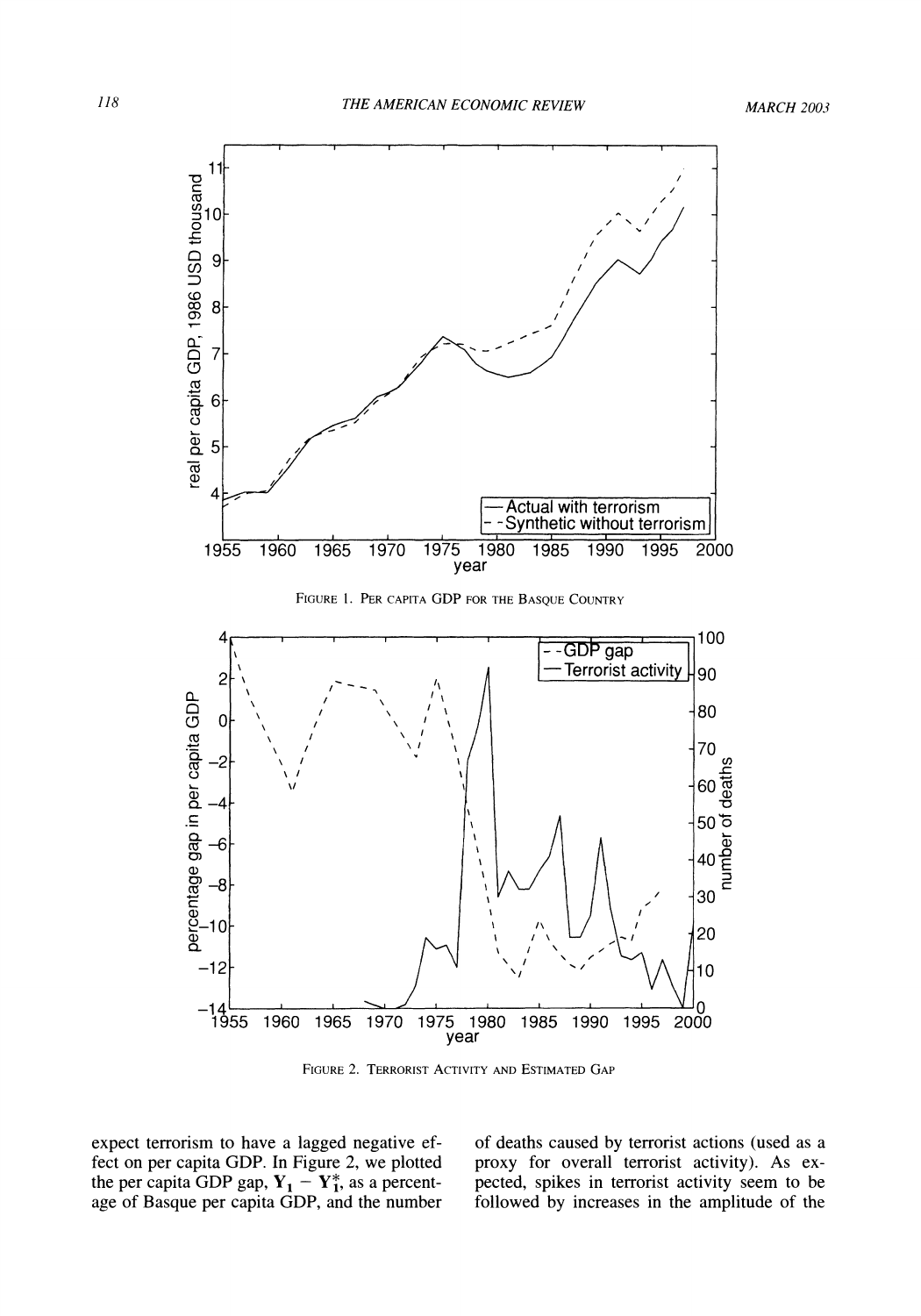FIGURE 1. PER CAPITA GDP FOR THE BASQUE COUNTRY

FIGURE 2. TERRORIST ACTIVITY AND ESTIMATED GAP

expect terrorism to have a lagged negative effect on per capita GDP. In Figure 2, we plotted the per capita GDP gap, $\mathbf{Y}_1 - \mathbf{Y}_1^*$, as a percentage of Basque per capita GDP, and the number of deaths caused by terrorist actions (used as a proxy for overall terrorist activity). As expected, spikes in terrorist activity seem to be followed by increases in the amplitude of the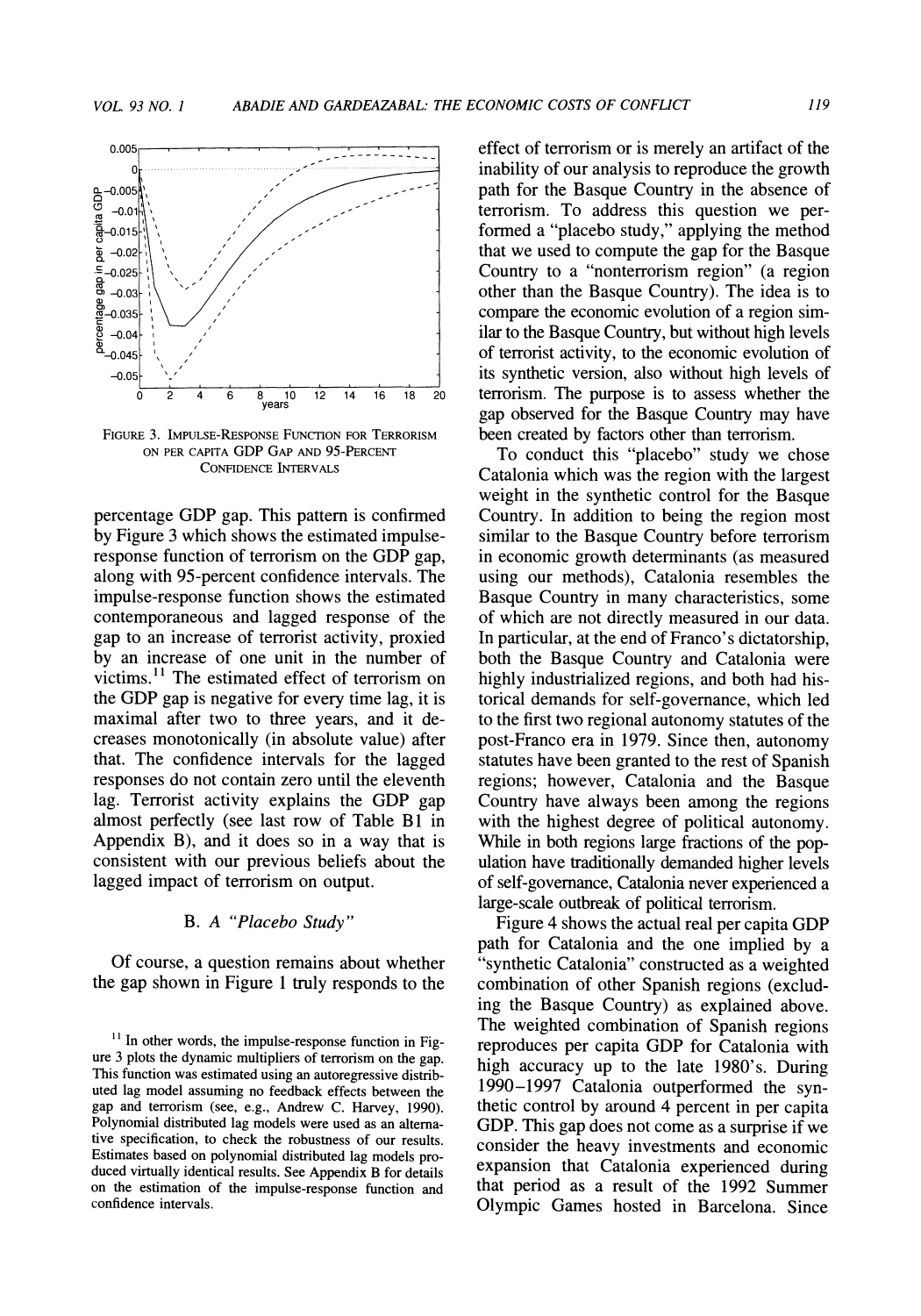0.005
0
−0.005
−0.01
−0.015
−0.02
−0.025
−0.03
−0.035
−0.04
−0.045
−0.05
percentage gap in per capita GDP
0 2 4 6 8 10 12 14 16 18 20
years

FIGURE 3. IMPULSE-RESPONSE FUNCTION FOR TERRORISM ON PER CAPITA GDP GAP AND 95-PERCENT CONFIDENCE INTERVALS

percentage GDP gap. This pattern is confirmed by Figure 3 which shows the estimated impulse-response function of terrorism on the GDP gap, along with 95-percent confidence intervals. The impulse-response function shows the estimated contemporaneous and lagged response of the gap to an increase of terrorist activity, proxied by an increase of one unit in the number of victims.[11] The estimated effect of terrorism on the GDP gap is negative for every time lag, it is maximal after two to three years, and it decreases monotonically (in absolute value) after that. The confidence intervals for the lagged responses do not contain zero until the eleventh lag. Terrorist activity explains the GDP gap almost perfectly (see last row of Table B1 in Appendix B), and it does so in a way that is consistent with our previous beliefs about the lagged impact of terrorism on output.

### B. A "Placebo Study"

Of course, a question remains about whether the gap shown in Figure 1 truly responds to the effect of terrorism or is merely an artifact of the inability of our analysis to reproduce the growth path for the Basque Country in the absence of terrorism. To address this question we performed a "placebo study," applying the method that we used to compute the gap for the Basque Country to a "nonterrorism region" (a region other than the Basque Country). The idea is to compare the economic evolution of a region similar to the Basque Country, but without high levels of terrorist activity, to the economic evolution of its synthetic version, also without high levels of terrorism. The purpose is to assess whether the gap observed for the Basque Country may have been created by factors other than terrorism.

To conduct this "placebo" study we chose Catalonia which was the region with the largest weight in the synthetic control for the Basque Country. In addition to being the region most similar to the Basque Country before terrorism in economic growth determinants (as measured using our methods), Catalonia resembles the Basque Country in many characteristics, some of which are not directly measured in our data. In particular, at the end of Franco's dictatorship, both the Basque Country and Catalonia were highly industrialized regions, and both had historical demands for self-governance, which led to the first two regional autonomy statutes of the post-Franco era in 1979. Since then, autonomy statutes have been granted to the rest of Spanish regions; however, Catalonia and the Basque Country have always been among the regions with the highest degree of political autonomy. While in both regions large fractions of the population have traditionally demanded higher levels of self-governance, Catalonia never experienced a large-scale outbreak of political terrorism.

Figure 4 shows the actual real per capita GDP path for Catalonia and the one implied by a "synthetic Catalonia" constructed as a weighted combination of other Spanish regions (excluding the Basque Country) as explained above. The weighted combination of Spanish regions reproduces per capita GDP for Catalonia with high accuracy up to the late 1980's. During 1990–1997 Catalonia outperformed the synthetic control by around 4 percent in per capita GDP. This gap does not come as a surprise if we consider the heavy investments and economic expansion that Catalonia experienced during that period as a result of the 1992 Summer Olympic Games hosted in Barcelona. Since

[11] In other words, the impulse-response function in Figure 3 plots the dynamic multipliers of terrorism on the gap. This function was estimated using an autoregressive distributed lag model assuming no feedback effects between the gap and terrorism (see, e.g., Andrew C. Harvey, 1990). Polynomial distributed lag models were used as an alternative specification, to check the robustness of our results. Estimates based on polynomial distributed lag models produced virtually identical results. See Appendix B for details on the estimation of the impulse-response function and confidence intervals.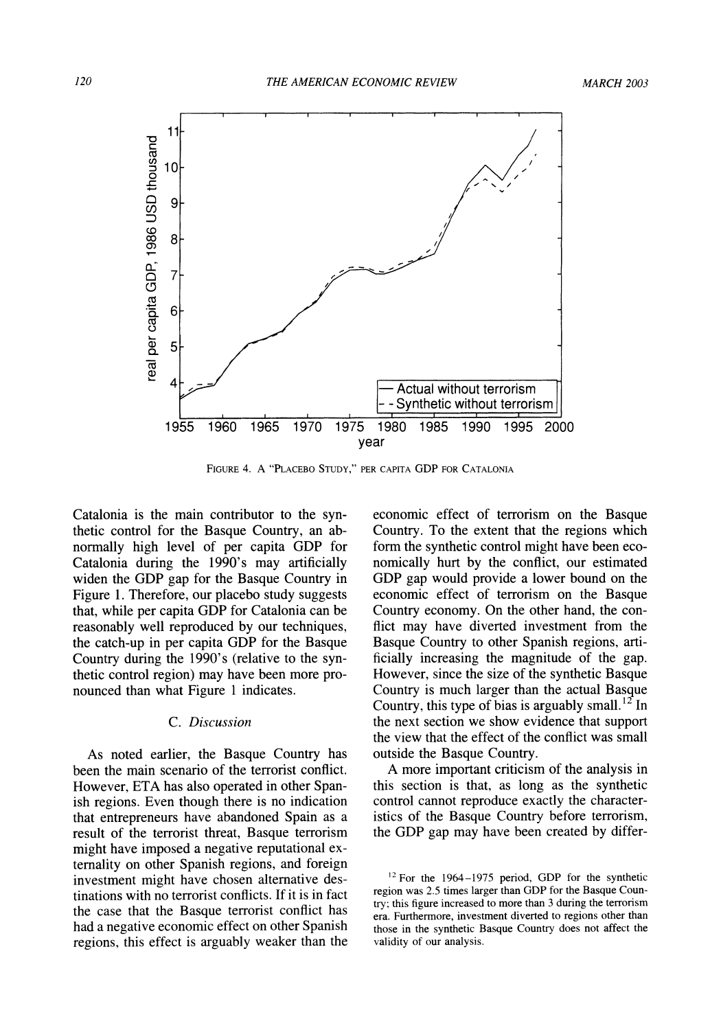FIGURE 4. A "PLACEBO STUDY," PER CAPITA GDP FOR CATALONIA

Catalonia is the main contributor to the synthetic control for the Basque Country, an abnormally high level of per capita GDP for Catalonia during the 1990's may artificially widen the GDP gap for the Basque Country in Figure 1. Therefore, our placebo study suggests that, while per capita GDP for Catalonia can be reasonably well reproduced by our techniques, the catch-up in per capita GDP for the Basque Country during the 1990's (relative to the synthetic control region) may have been more pronounced than what Figure 1 indicates.

### C. Discussion

As noted earlier, the Basque Country has been the main scenario of the terrorist conflict. However, ETA has also operated in other Spanish regions. Even though there is no indication that entrepreneurs have abandoned Spain as a result of the terrorist threat, Basque terrorism might have imposed a negative reputational externality on other Spanish regions, and foreign investment might have chosen alternative destinations with no terrorist conflicts. If it is in fact the case that the Basque terrorist conflict has had a negative economic effect on other Spanish regions, this effect is arguably weaker than the economic effect of terrorism on the Basque Country. To the extent that the regions which form the synthetic control might have been economically hurt by the conflict, our estimated GDP gap would provide a lower bound on the economic effect of terrorism on the Basque Country economy. On the other hand, the conflict may have diverted investment from the Basque Country to other Spanish regions, artificially increasing the magnitude of the gap. However, since the size of the synthetic Basque Country is much larger than the actual Basque Country, this type of bias is arguably small.[12] In the next section we show evidence that support the view that the effect of the conflict was small outside the Basque Country.

A more important criticism of the analysis in this section is that, as long as the synthetic control cannot reproduce exactly the characteristics of the Basque Country before terrorism, the GDP gap may have been created by differ-

[12] For the 1964–1975 period, GDP for the synthetic region was 2.5 times larger than GDP for the Basque Country; this figure increased to more than 3 during the terrorism era. Furthermore, investment diverted to regions other than those in the synthetic Basque Country does not affect the validity of our analysis.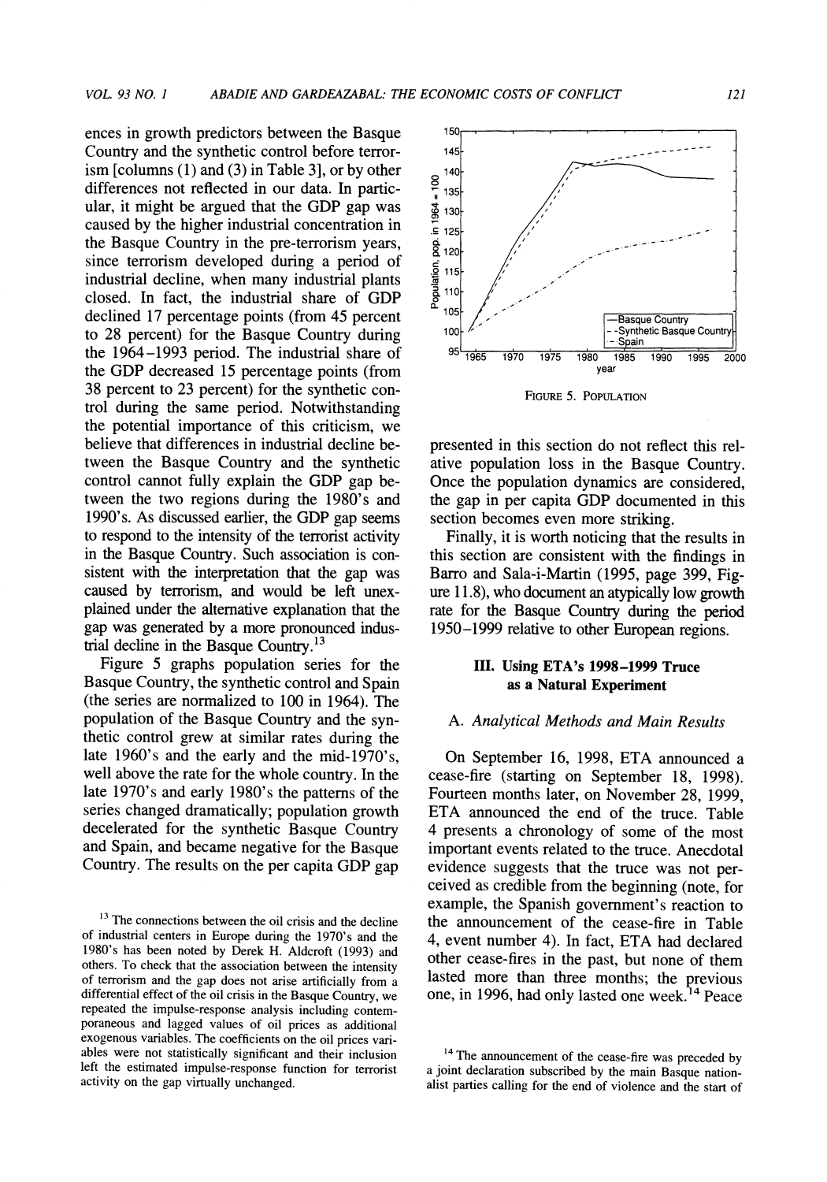ences in growth predictors between the Basque Country and the synthetic control before terrorism [columns (1) and (3) in Table 3], or by other differences not reflected in our data. In particular, it might be argued that the GDP gap was caused by the higher industrial concentration in the Basque Country in the pre-terrorism years, since terrorism developed during a period of industrial decline, when many industrial plants closed. In fact, the industrial share of GDP declined 17 percentage points (from 45 percent to 28 percent) for the Basque Country during the 1964–1993 period. The industrial share of the GDP decreased 15 percentage points (from 38 percent to 23 percent) for the synthetic control during the same period. Notwithstanding the potential importance of this criticism, we believe that differences in industrial decline between the Basque Country and the synthetic control cannot fully explain the GDP gap between the two regions during the 1980's and 1990's. As discussed earlier, the GDP gap seems to respond to the intensity of the terrorist activity in the Basque Country. Such association is consistent with the interpretation that the gap was caused by terrorism, and would be left unexplained under the alternative explanation that the gap was generated by a more pronounced industrial decline in the Basque Country.[13]

Figure 5 graphs population series for the Basque Country, the synthetic control and Spain (the series are normalized to 100 in 1964). The population of the Basque Country and the synthetic control grew at similar rates during the late 1960's and the early and the mid-1970's, well above the rate for the whole country. In the late 1970's and early 1980's the patterns of the series changed dramatically; population growth decelerated for the synthetic Basque Country and Spain, and became negative for the Basque Country. The results on the per capita GDP gap presented in this section do not reflect this relative population loss in the Basque Country. Once the population dynamics are considered, the gap in per capita GDP documented in this section becomes even more striking.

FIGURE 5. POPULATION

Finally, it is worth noticing that the results in this section are consistent with the findings in Barro and Sala-i-Martin (1995, page 399, Figure 11.8), who document an atypically low growth rate for the Basque Country during the period 1950–1999 relative to other European regions.

## III. Using ETA's 1998–1999 Truce as a Natural Experiment

### A. Analytical Methods and Main Results

On September 16, 1998, ETA announced a cease-fire (starting on September 18, 1998). Fourteen months later, on November 28, 1999, ETA announced the end of the truce. Table 4 presents a chronology of some of the most important events related to the truce. Anecdotal evidence suggests that the truce was not perceived as credible from the beginning (note, for example, the Spanish government's reaction to the announcement of the cease-fire in Table 4, event number 4). In fact, ETA had declared other cease-fires in the past, but none of them lasted more than three months; the previous one, in 1996, had only lasted one week.[14] Peace

[13] The connections between the oil crisis and the decline of industrial centers in Europe during the 1970's and the 1980's has been noted by Derek H. Aldcroft (1993) and others. To check that the association between the intensity of terrorism and the gap does not arise artificially from a differential effect of the oil crisis in the Basque Country, we repeated the impulse-response analysis including contemporaneous and lagged values of oil prices as additional exogenous variables. The coefficients on the oil prices variables were not statistically significant and their inclusion left the estimated impulse-response function for terrorist activity on the gap virtually unchanged.

[14] The announcement of the cease-fire was preceded by a joint declaration subscribed by the main Basque nationalist parties calling for the end of violence and the start of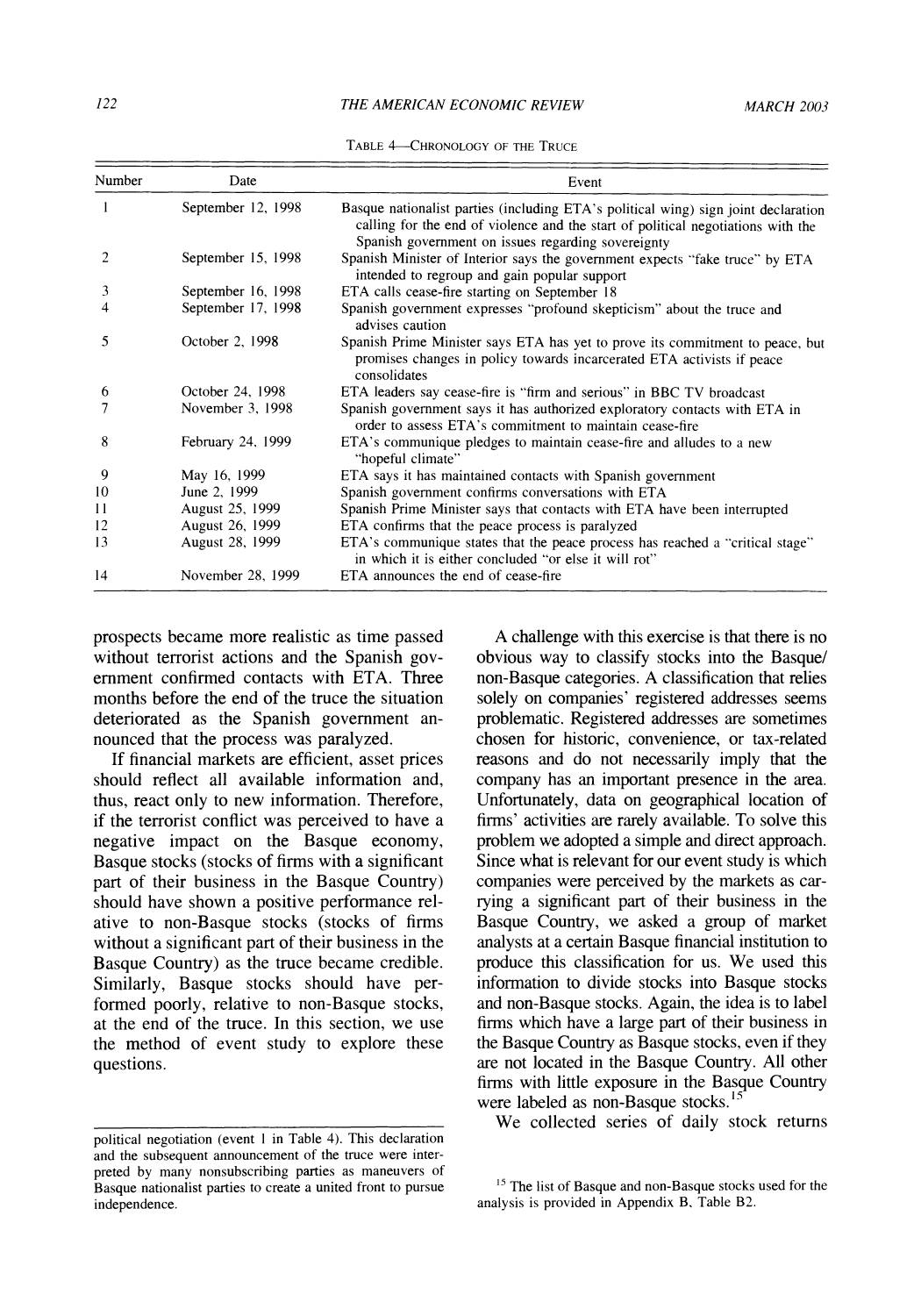TABLE 4—CHRONOLOGY OF THE TRUCE

| Number | Date | Event |
| --- | --- | --- |
| 1 | September 12, 1998 | Basque nationalist parties (including ETA's political wing) sign joint declaration calling for the end of violence and the start of political negotiations with the Spanish government on issues regarding sovereignty |
| 2 | September 15, 1998 | Spanish Minister of Interior says the government expects "fake truce" by ETA intended to regroup and gain popular support |
| 3 | September 16, 1998 | ETA calls cease-fire starting on September 18 |
| 4 | September 17, 1998 | Spanish government expresses "profound skepticism" about the truce and advises caution |
| 5 | October 2, 1998 | Spanish Prime Minister says ETA has yet to prove its commitment to peace, but promises changes in policy towards incarcerated ETA activists if peace consolidates |
| 6 | October 24, 1998 | ETA leaders say cease-fire is "firm and serious" in BBC TV broadcast |
| 7 | November 3, 1998 | Spanish government says it has authorized exploratory contacts with ETA in order to assess ETA's commitment to maintain cease-fire |
| 8 | February 24, 1999 | ETA's communique pledges to maintain cease-fire and alludes to a new "hopeful climate" |
| 9 | May 16, 1999 | ETA says it has maintained contacts with Spanish government |
| 10 | June 2, 1999 | Spanish government confirms conversations with ETA |
| 11 | August 25, 1999 | Spanish Prime Minister says that contacts with ETA have been interrupted |
| 12 | August 26, 1999 | ETA confirms that the peace process is paralyzed |
| 13 | August 28, 1999 | ETA's communique states that the peace process has reached a "critical stage" in which it is either concluded "or else it will rot" |
| 14 | November 28, 1999 | ETA announces the end of cease-fire |

prospects became more realistic as time passed without terrorist actions and the Spanish government confirmed contacts with ETA. Three months before the end of the truce the situation deteriorated as the Spanish government announced that the process was paralyzed.

If financial markets are efficient, asset prices should reflect all available information and, thus, react only to new information. Therefore, if the terrorist conflict was perceived to have a negative impact on the Basque economy, Basque stocks (stocks of firms with a significant part of their business in the Basque Country) should have shown a positive performance relative to non-Basque stocks (stocks of firms without a significant part of their business in the Basque Country) as the truce became credible. Similarly, Basque stocks should have performed poorly, relative to non-Basque stocks, at the end of the truce. In this section, we use the method of event study to explore these questions.

A challenge with this exercise is that there is no obvious way to classify stocks into the Basque/non-Basque categories. A classification that relies solely on companies' registered addresses seems problematic. Registered addresses are sometimes chosen for historic, convenience, or tax-related reasons and do not necessarily imply that the company has an important presence in the area. Unfortunately, data on geographical location of firms' activities are rarely available. To solve this problem we adopted a simple and direct approach. Since what is relevant for our event study is which companies were perceived by the markets as carrying a significant part of their business in the Basque Country, we asked a group of market analysts at a certain Basque financial institution to produce this classification for us. We used this information to divide stocks into Basque stocks and non-Basque stocks. Again, the idea is to label firms which have a large part of their business in the Basque Country as Basque stocks, even if they are not located in the Basque Country. All other firms with little exposure in the Basque Country were labeled as non-Basque stocks.[15]

We collected series of daily stock returns

political negotiation (event 1 in Table 4). This declaration and the subsequent announcement of the truce were interpreted by many nonsubscribing parties as maneuvers of Basque nationalist parties to create a united front to pursue independence.

[15] The list of Basque and non-Basque stocks used for the analysis is provided in Appendix B, Table B2.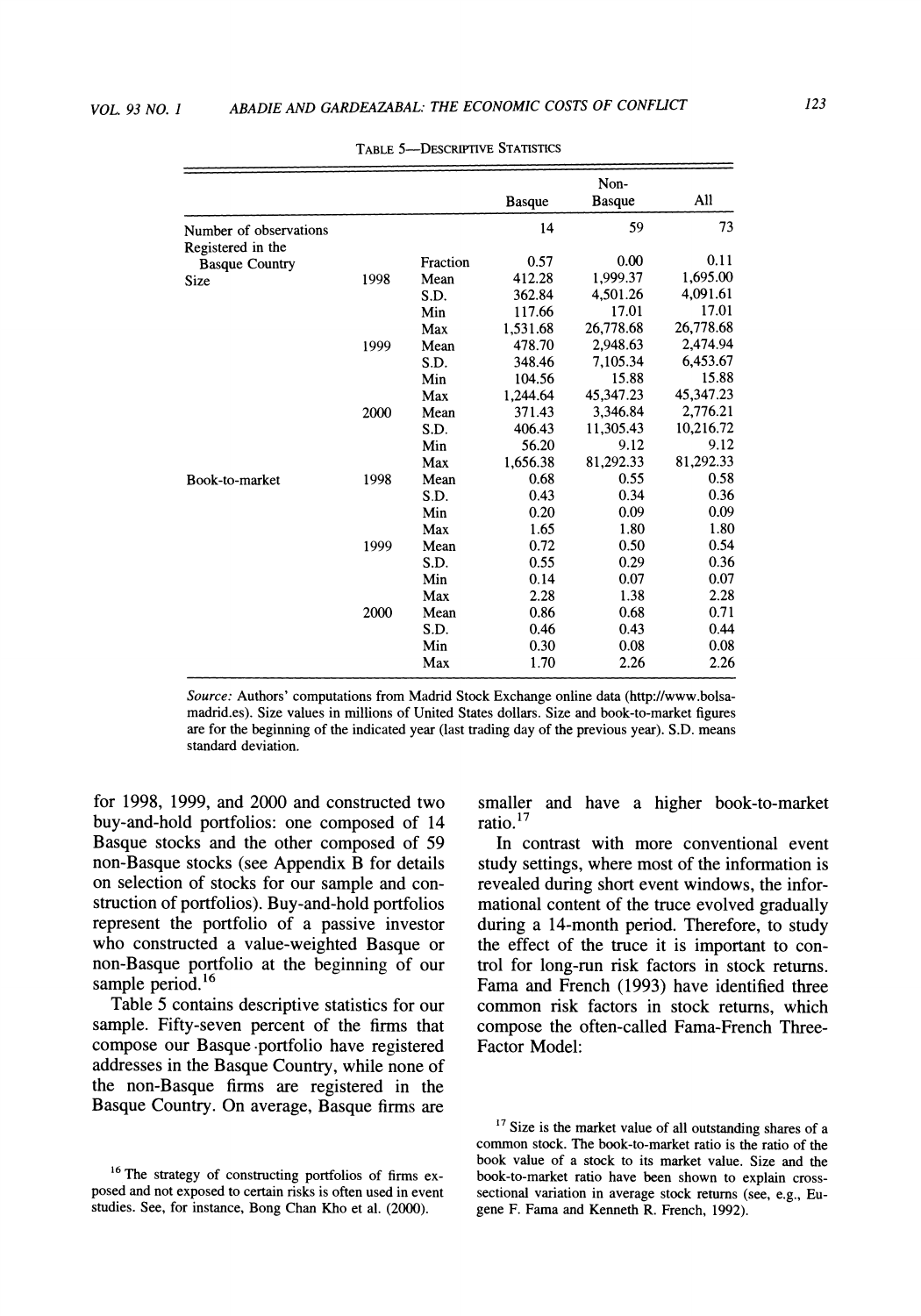TABLE 5—DESCRIPTIVE STATISTICS

| | | | Basque | Non-Basque | All |
|---|---|---|---|---|---|
| Number of observations | | | 14 | 59 | 73 |
| Registered in the Basque Country | | Fraction | 0.57 | 0.00 | 0.11 |
| Size | 1998 | Mean | 412.28 | 1,999.37 | 1,695.00 |
| | | S.D. | 362.84 | 4,501.26 | 4,091.61 |
| | | Min | 117.66 | 17.01 | 17.01 |
| | | Max | 1,531.68 | 26,778.68 | 26,778.68 |
| | 1999 | Mean | 478.70 | 2,948.63 | 2,474.94 |
| | | S.D. | 348.46 | 7,105.34 | 6,453.67 |
| | | Min | 104.56 | 15.88 | 15.88 |
| | | Max | 1,244.64 | 45,347.23 | 45,347.23 |
| | 2000 | Mean | 371.43 | 3,346.84 | 2,776.21 |
| | | S.D. | 406.43 | 11,305.43 | 10,216.72 |
| | | Min | 56.20 | 9.12 | 9.12 |
| | | Max | 1,656.38 | 81,292.33 | 81,292.33 |
| Book-to-market | 1998 | Mean | 0.68 | 0.55 | 0.58 |
| | | S.D. | 0.43 | 0.34 | 0.36 |
| | | Min | 0.20 | 0.09 | 0.09 |
| | | Max | 1.65 | 1.80 | 1.80 |
| | 1999 | Mean | 0.72 | 0.50 | 0.54 |
| | | S.D. | 0.55 | 0.29 | 0.36 |
| | | Min | 0.14 | 0.07 | 0.07 |
| | | Max | 2.28 | 1.38 | 2.28 |
| | 2000 | Mean | 0.86 | 0.68 | 0.71 |
| | | S.D. | 0.46 | 0.43 | 0.44 |
| | | Min | 0.30 | 0.08 | 0.08 |
| | | Max | 1.70 | 2.26 | 2.26 |

*Source:* Authors' computations from Madrid Stock Exchange online data (http://www.bolsa-madrid.es). Size values in millions of United States dollars. Size and book-to-market figures are for the beginning of the indicated year (last trading day of the previous year). S.D. means standard deviation.

for 1998, 1999, and 2000 and constructed two buy-and-hold portfolios: one composed of 14 Basque stocks and the other composed of 59 non-Basque stocks (see Appendix B for details on selection of stocks for our sample and construction of portfolios). Buy-and-hold portfolios represent the portfolio of a passive investor who constructed a value-weighted Basque or non-Basque portfolio at the beginning of our sample period.[16]

Table 5 contains descriptive statistics for our sample. Fifty-seven percent of the firms that compose our Basque portfolio have registered addresses in the Basque Country, while none of the non-Basque firms are registered in the Basque Country. On average, Basque firms are smaller and have a higher book-to-market ratio.[17]

In contrast with more conventional event study settings, where most of the information is revealed during short event windows, the informational content of the truce evolved gradually during a 14-month period. Therefore, to study the effect of the truce it is important to control for long-run risk factors in stock returns. Fama and French (1993) have identified three common risk factors in stock returns, which compose the often-called Fama-French Three-Factor Model:

[16] The strategy of constructing portfolios of firms exposed and not exposed to certain risks is often used in event studies. See, for instance, Bong Chan Kho et al. (2000).

[17] Size is the market value of all outstanding shares of a common stock. The book-to-market ratio is the ratio of the book value of a stock to its market value. Size and the book-to-market ratio have been shown to explain cross-sectional variation in average stock returns (see, e.g., Eugene F. Fama and Kenneth R. French, 1992).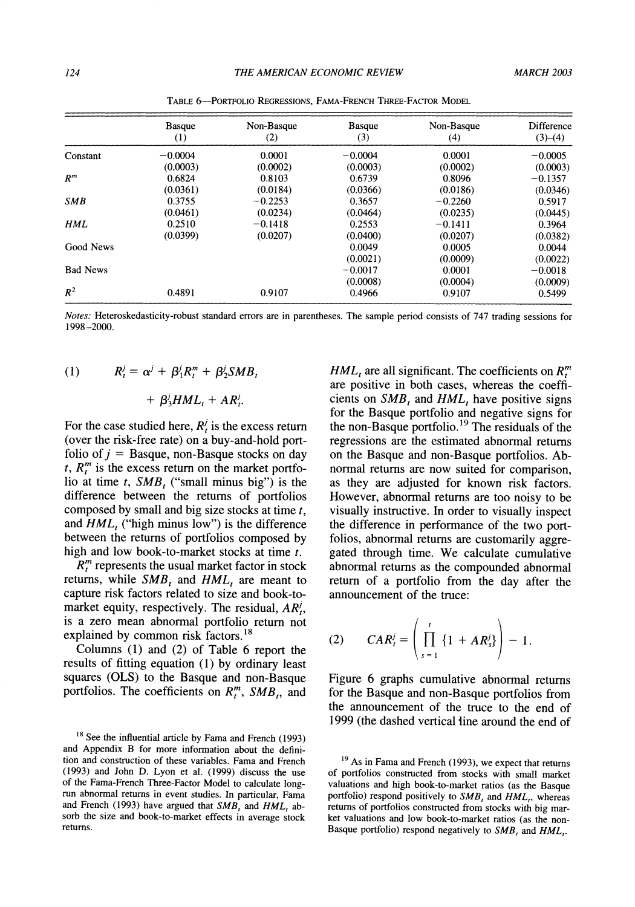TABLE 6—PORTFOLIO REGRESSIONS, FAMA-FRENCH THREE-FACTOR MODEL

| | Basque (1) | Non-Basque (2) | Basque (3) | Non-Basque (4) | Difference (3)–(4) |
|---|---|---|---|---|---|
| Constant | −0.0004 | 0.0001 | −0.0004 | 0.0001 | −0.0005 |
| | (0.0003) | (0.0002) | (0.0003) | (0.0002) | (0.0003) |
| $R^m$ | 0.6824 | 0.8103 | 0.6739 | 0.8096 | −0.1357 |
| | (0.0361) | (0.0184) | (0.0366) | (0.0186) | (0.0346) |
| *SMB* | 0.3755 | −0.2253 | 0.3657 | −0.2260 | 0.5917 |
| | (0.0461) | (0.0234) | (0.0464) | (0.0235) | (0.0445) |
| *HML* | 0.2510 | −0.1418 | 0.2553 | −0.1411 | 0.3964 |
| | (0.0399) | (0.0207) | (0.0400) | (0.0207) | (0.0382) |
| Good News | | | 0.0049 | 0.0005 | 0.0044 |
| | | | (0.0021) | (0.0009) | (0.0022) |
| Bad News | | | −0.0017 | 0.0001 | −0.0018 |
| | | | (0.0008) | (0.0004) | (0.0009) |
| $R^2$ | 0.4891 | 0.9107 | 0.4966 | 0.9107 | 0.5499 |

*Notes:* Heteroskedasticity-robust standard errors are in parentheses. The sample period consists of 747 trading sessions for 1998–2000.

$$(1) \qquad R_t^j = \alpha^j + \beta_1^j R_t^m + \beta_2^j SMB_t + \beta_3^j HML_t + AR_t^j.$$

For the case studied here, $R_t^j$ is the excess return (over the risk-free rate) on a buy-and-hold portfolio of $j$ = Basque, non-Basque stocks on day $t$, $R_t^m$ is the excess return on the market portfolio at time $t$, $SMB_t$ ("small minus big") is the difference between the returns of portfolios composed by small and big size stocks at time $t$, and $HML_t$ ("high minus low") is the difference between the returns of portfolios composed by high and low book-to-market stocks at time $t$.

$R_t^m$ represents the usual market factor in stock returns, while $SMB_t$ and $HML_t$ are meant to capture risk factors related to size and book-to-market equity, respectively. The residual, $AR_t^j$, is a zero mean abnormal portfolio return not explained by common risk factors.[18]

Columns (1) and (2) of Table 6 report the results of fitting equation (1) by ordinary least squares (OLS) to the Basque and non-Basque portfolios. The coefficients on $R_t^m$, $SMB_t$, and $HML_t$ are all significant. The coefficients on $R_t^m$ are positive in both cases, whereas the coefficients on $SMB_t$ and $HML_t$ have positive signs for the Basque portfolio and negative signs for the non-Basque portfolio.[19] The residuals of the regressions are the estimated abnormal returns on the Basque and non-Basque portfolios. Abnormal returns are now suited for comparison, as they are adjusted for known risk factors. However, abnormal returns are too noisy to be visually instructive. In order to visually inspect the difference in performance of the two portfolios, abnormal returns are customarily aggregated through time. We calculate cumulative abnormal returns as the compounded abnormal return of a portfolio from the day after the announcement of the truce:

$$(2) \qquad CAR_t^j = \left( \prod_{s=1}^{t} \{1 + AR_s^j\} \right) - 1.$$

Figure 6 graphs cumulative abnormal returns for the Basque and non-Basque portfolios from the announcement of the truce to the end of 1999 (the dashed vertical line around the end of

[18] See the influential article by Fama and French (1993) and Appendix B for more information about the definition and construction of these variables. Fama and French (1993) and John D. Lyon et al. (1999) discuss the use of the Fama-French Three-Factor Model to calculate long-run abnormal returns in event studies. In particular, Fama and French (1993) have argued that $SMB_t$ and $HML_t$ absorb the size and book-to-market effects in average stock returns.

[19] As in Fama and French (1993), we expect that returns of portfolios constructed from stocks with small market valuations and high book-to-market ratios (as the Basque portfolio) respond positively to $SMB_t$ and $HML_t$, whereas returns of portfolios constructed from stocks with big market valuations and low book-to-market ratios (as the non-Basque portfolio) respond negatively to $SMB_t$ and $HML_t$.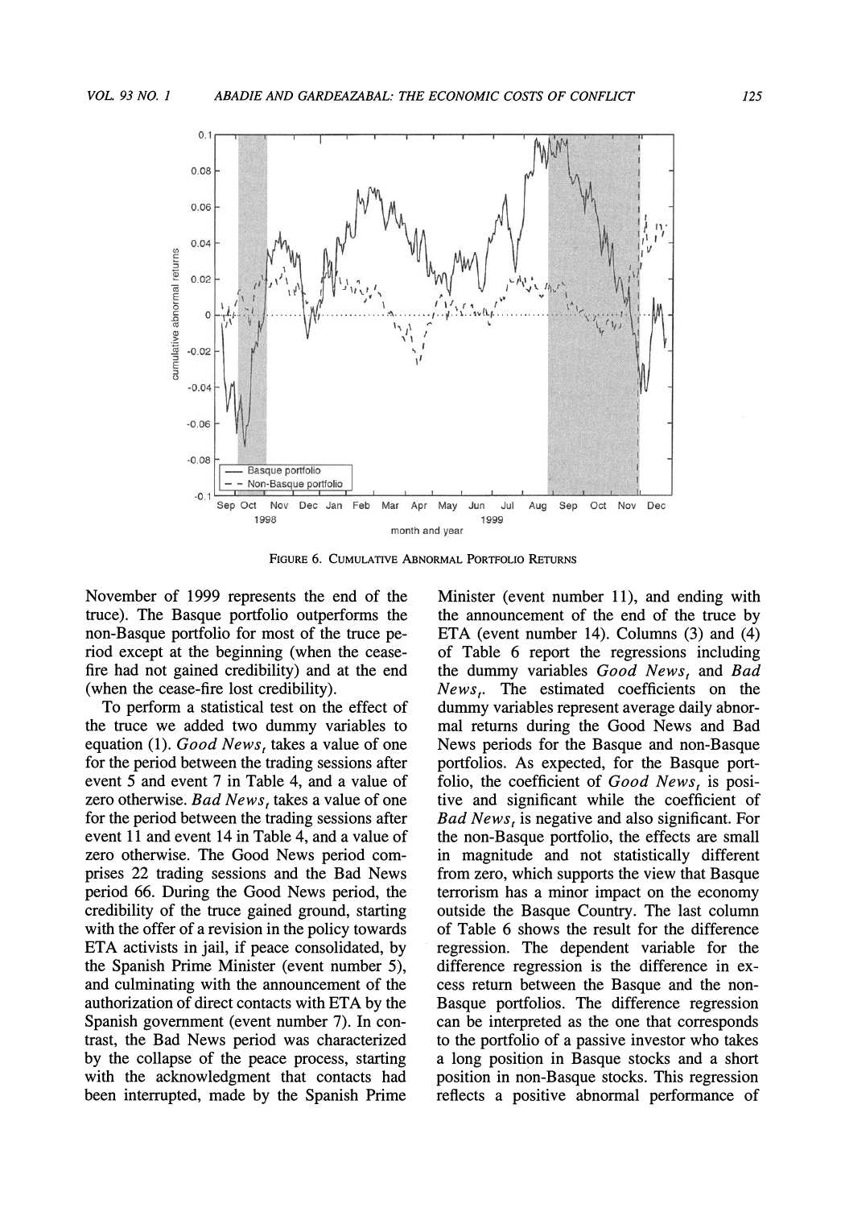FIGURE 6. CUMULATIVE ABNORMAL PORTFOLIO RETURNS

November of 1999 represents the end of the truce). The Basque portfolio outperforms the non-Basque portfolio for most of the truce period except at the beginning (when the cease-fire had not gained credibility) and at the end (when the cease-fire lost credibility).

To perform a statistical test on the effect of the truce we added two dummy variables to equation (1). $Good\ News_t$ takes a value of one for the period between the trading sessions after event 5 and event 7 in Table 4, and a value of zero otherwise. $Bad\ News_t$ takes a value of one for the period between the trading sessions after event 11 and event 14 in Table 4, and a value of zero otherwise. The Good News period comprises 22 trading sessions and the Bad News period 66. During the Good News period, the credibility of the truce gained ground, starting with the offer of a revision in the policy towards ETA activists in jail, if peace consolidated, by the Spanish Prime Minister (event number 5), and culminating with the announcement of the authorization of direct contacts with ETA by the Spanish government (event number 7). In contrast, the Bad News period was characterized by the collapse of the peace process, starting with the acknowledgment that contacts had been interrupted, made by the Spanish Prime Minister (event number 11), and ending with the announcement of the end of the truce by ETA (event number 14). Columns (3) and (4) of Table 6 report the regressions including the dummy variables $Good\ News_t$ and $Bad\ News_t$. The estimated coefficients on the dummy variables represent average daily abnormal returns during the Good News and Bad News periods for the Basque and non-Basque portfolios. As expected, for the Basque portfolio, the coefficient of $Good\ News_t$ is positive and significant while the coefficient of $Bad\ News_t$ is negative and also significant. For the non-Basque portfolio, the effects are small in magnitude and not statistically different from zero, which supports the view that Basque terrorism has a minor impact on the economy outside the Basque Country. The last column of Table 6 shows the result for the difference regression. The dependent variable for the difference regression is the difference in excess return between the Basque and the non-Basque portfolios. The difference regression can be interpreted as the one that corresponds to the portfolio of a passive investor who takes a long position in Basque stocks and a short position in non-Basque stocks. This regression reflects a positive abnormal performance of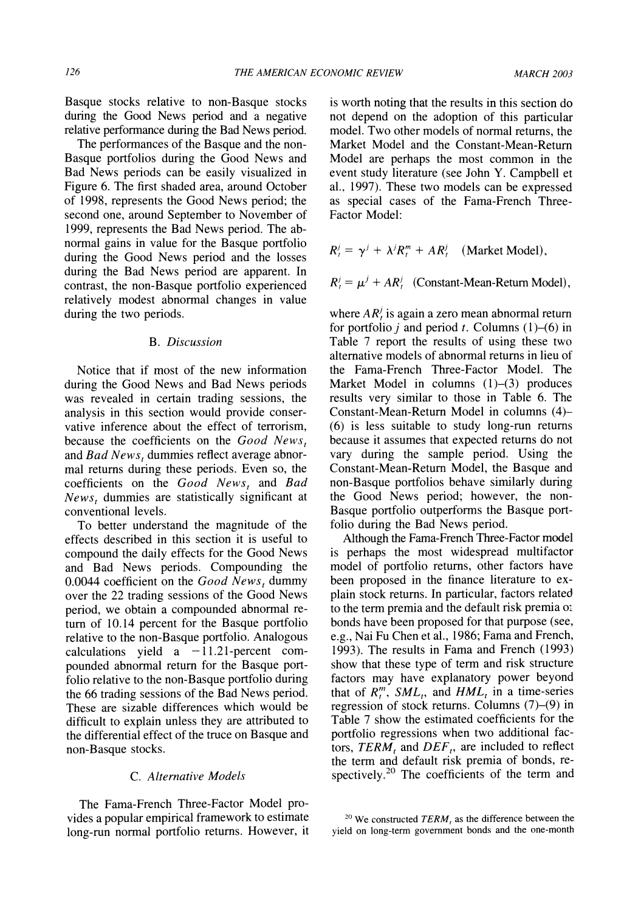Basque stocks relative to non-Basque stocks during the Good News period and a negative relative performance during the Bad News period.

The performances of the Basque and the non-Basque portfolios during the Good News and Bad News periods can be easily visualized in Figure 6. The first shaded area, around October of 1998, represents the Good News period; the second one, around September to November of 1999, represents the Bad News period. The abnormal gains in value for the Basque portfolio during the Good News period and the losses during the Bad News period are apparent. In contrast, the non-Basque portfolio experienced relatively modest abnormal changes in value during the two periods.

### B. *Discussion*

Notice that if most of the new information during the Good News and Bad News periods was revealed in certain trading sessions, the analysis in this section would provide conservative inference about the effect of terrorism, because the coefficients on the $Good\ News_t$ and $Bad\ News_t$ dummies reflect average abnormal returns during these periods. Even so, the coefficients on the $Good\ News_t$ and $Bad\ News_t$ dummies are statistically significant at conventional levels.

To better understand the magnitude of the effects described in this section it is useful to compound the daily effects for the Good News and Bad News periods. Compounding the 0.0044 coefficient on the $Good\ News_t$ dummy over the 22 trading sessions of the Good News period, we obtain a compounded abnormal return of 10.14 percent for the Basque portfolio relative to the non-Basque portfolio. Analogous calculations yield a −11.21-percent compounded abnormal return for the Basque portfolio relative to the non-Basque portfolio during the 66 trading sessions of the Bad News period. These are sizable differences which would be difficult to explain unless they are attributed to the differential effect of the truce on Basque and non-Basque stocks.

### C. *Alternative Models*

The Fama-French Three-Factor Model provides a popular empirical framework to estimate long-run normal portfolio returns. However, it is worth noting that the results in this section do not depend on the adoption of this particular model. Two other models of normal returns, the Market Model and the Constant-Mean-Return Model are perhaps the most common in the event study literature (see John Y. Campbell et al., 1997). These two models can be expressed as special cases of the Fama-French Three-Factor Model:

$$R_t^j = \gamma^j + \lambda^j R_t^m + AR_t^j \quad \text{(Market Model)},$$

$$R_t^j = \mu^j + AR_t^j \quad \text{(Constant-Mean-Return Model)},$$

where $AR_t^j$ is again a zero mean abnormal return for portfolio $j$ and period $t$. Columns (1)–(6) in Table 7 report the results of using these two alternative models of abnormal returns in lieu of the Fama-French Three-Factor Model. The Market Model in columns (1)–(3) produces results very similar to those in Table 6. The Constant-Mean-Return Model in columns (4)–(6) is less suitable to study long-run returns because it assumes that expected returns do not vary during the sample period. Using the Constant-Mean-Return Model, the Basque and non-Basque portfolios behave similarly during the Good News period; however, the non-Basque portfolio outperforms the Basque portfolio during the Bad News period.

Although the Fama-French Three-Factor model is perhaps the most widespread multifactor model of portfolio returns, other factors have been proposed in the finance literature to explain stock returns. In particular, factors related to the term premia and the default risk premia of bonds have been proposed for that purpose (see, e.g., Nai Fu Chen et al., 1986; Fama and French, 1993). The results in Fama and French (1993) show that these type of term and risk structure factors may have explanatory power beyond that of $R_t^m$, $SML_t$, and $HML_t$ in a time-series regression of stock returns. Columns (7)–(9) in Table 7 show the estimated coefficients for the portfolio regressions when two additional factors, $TERM_t$ and $DEF_t$, are included to reflect the term and default risk premia of bonds, respectively.[20] The coefficients of the term and

[20] We constructed $TERM_t$ as the difference between the yield on long-term government bonds and the one-month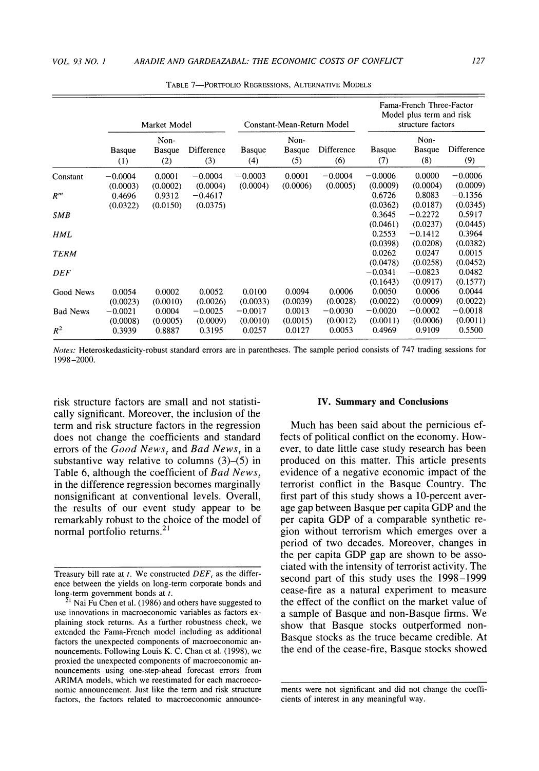TABLE 7—PORTFOLIO REGRESSIONS, ALTERNATIVE MODELS

| | Market Model | | | Constant-Mean-Return Model | | | Fama-French Three-Factor Model plus term and risk structure factors | | |
|---|---|---|---|---|---|---|---|---|---|
| | Basque (1) | Non-Basque (2) | Difference (3) | Basque (4) | Non-Basque (5) | Difference (6) | Basque (7) | Non-Basque (8) | Difference (9) |
| Constant | −0.0004 | 0.0001 | −0.0004 | −0.0003 | 0.0001 | −0.0004 | −0.0006 | 0.0000 | −0.0006 |
| | (0.0003) | (0.0002) | (0.0004) | (0.0004) | (0.0006) | (0.0005) | (0.0009) | (0.0004) | (0.0009) |
| $R^m$ | 0.4696 | 0.9312 | −0.4617 | | | | 0.6726 | 0.8083 | −0.1356 |
| | (0.0322) | (0.0150) | (0.0375) | | | | (0.0362) | (0.0187) | (0.0345) |
| *SMB* | | | | | | | 0.3645 | −0.2272 | 0.5917 |
| | | | | | | | (0.0461) | (0.0237) | (0.0445) |
| *HML* | | | | | | | 0.2553 | −0.1412 | 0.3964 |
| | | | | | | | (0.0398) | (0.0208) | (0.0382) |
| *TERM* | | | | | | | 0.0262 | 0.0247 | 0.0015 |
| | | | | | | | (0.0478) | (0.0258) | (0.0452) |
| *DEF* | | | | | | | −0.0341 | −0.0823 | 0.0482 |
| | | | | | | | (0.1643) | (0.0917) | (0.1577) |
| Good News | 0.0054 | 0.0002 | 0.0052 | 0.0100 | 0.0094 | 0.0006 | 0.0050 | 0.0006 | 0.0044 |
| | (0.0023) | (0.0010) | (0.0026) | (0.0033) | (0.0039) | (0.0028) | (0.0022) | (0.0009) | (0.0022) |
| Bad News | −0.0021 | 0.0004 | −0.0025 | −0.0017 | 0.0013 | −0.0030 | −0.0020 | −0.0002 | −0.0018 |
| | (0.0008) | (0.0005) | (0.0009) | (0.0010) | (0.0015) | (0.0012) | (0.0011) | (0.0006) | (0.0011) |
| $R^2$ | 0.3939 | 0.8887 | 0.3195 | 0.0257 | 0.0127 | 0.0053 | 0.4969 | 0.9109 | 0.5500 |

*Notes:* Heteroskedasticity-robust standard errors are in parentheses. The sample period consists of 747 trading sessions for 1998–2000.

risk structure factors are small and not statistically significant. Moreover, the inclusion of the term and risk structure factors in the regression does not change the coefficients and standard errors of the $Good\ News_t$ and $Bad\ News_t$ in a substantive way relative to columns (3)–(5) in Table 6, although the coefficient of $Bad\ News_t$ in the difference regression becomes marginally nonsignificant at conventional levels. Overall, the results of our event study appear to be remarkably robust to the choice of the model of normal portfolio returns.[21]

## IV. Summary and Conclusions

Much has been said about the pernicious effects of political conflict on the economy. However, to date little case study research has been produced on this matter. This article presents evidence of a negative economic impact of the terrorist conflict in the Basque Country. The first part of this study shows a 10-percent average gap between Basque per capita GDP and the per capita GDP of a comparable synthetic region without terrorism which emerges over a period of two decades. Moreover, changes in the per capita GDP gap are shown to be associated with the intensity of terrorist activity. The second part of this study uses the 1998–1999 cease-fire as a natural experiment to measure the effect of the conflict on the market value of a sample of Basque and non-Basque firms. We show that Basque stocks outperformed non-Basque stocks as the truce became credible. At the end of the cease-fire, Basque stocks showed

Treasury bill rate at $t$. We constructed $DEF_t$ as the difference between the yields on long-term corporate bonds and long-term government bonds at $t$.

[21] Nai Fu Chen et al. (1986) and others have suggested to use innovations in macroeconomic variables as factors explaining stock returns. As a further robustness check, we extended the Fama-French model including as additional factors the unexpected components of macroeconomic announcements. Following Louis K. C. Chan et al. (1998), we proxied the unexpected components of macroeconomic announcements using one-step-ahead forecast errors from ARIMA models, which we reestimated for each macroeconomic announcement. Just like the term and risk structure factors, the factors related to macroeconomic announcements were not significant and did not change the coefficients of interest in any meaningful way.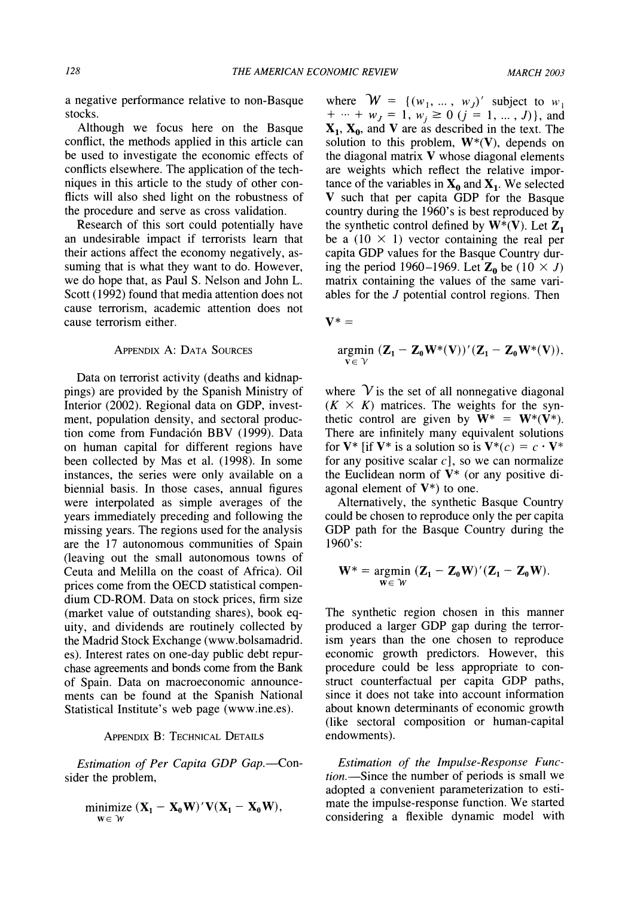a negative performance relative to non-Basque stocks.

Although we focus here on the Basque conflict, the methods applied in this article can be used to investigate the economic effects of conflicts elsewhere. The application of the techniques in this article to the study of other conflicts will also shed light on the robustness of the procedure and serve as cross validation.

Research of this sort could potentially have an undesirable impact if terrorists learn that their actions affect the economy negatively, assuming that is what they want to do. However, we do hope that, as Paul S. Nelson and John L. Scott (1992) found that media attention does not cause terrorism, academic attention does not cause terrorism either.

## Appendix A: Data Sources

Data on terrorist activity (deaths and kidnappings) are provided by the Spanish Ministry of Interior (2002). Regional data on GDP, investment, population density, and sectoral production come from Fundación BBV (1999). Data on human capital for different regions have been collected by Mas et al. (1998). In some instances, the series were only available on a biennial basis. In those cases, annual figures were interpolated as simple averages of the years immediately preceding and following the missing years. The regions used for the analysis are the 17 autonomous communities of Spain (leaving out the small autonomous towns of Ceuta and Melilla on the coast of Africa). Oil prices come from the OECD statistical compendium CD-ROM. Data on stock prices, firm size (market value of outstanding shares), book equity, and dividends are routinely collected by the Madrid Stock Exchange (www.bolsamadrid.es). Interest rates on one-day public debt repurchase agreements and bonds come from the Bank of Spain. Data on macroeconomic announcements can be found at the Spanish National Statistical Institute's web page (www.ine.es).

## Appendix B: Technical Details

*Estimation of Per Capita GDP Gap.*—Consider the problem,

$$\underset{\mathbf{W} \in \mathcal{W}}{\text{minimize}} \ (\mathbf{X_1} - \mathbf{X_0 W})'\mathbf{V}(\mathbf{X_1} - \mathbf{X_0 W}),$$

where $\mathcal{W} = \{(w_1, \ldots, w_J)'$ subject to $w_1 + \cdots + w_J = 1$, $w_j \geq 0$ $(j = 1, \ldots, J)\}$, and $\mathbf{X_1}$, $\mathbf{X_0}$, and $\mathbf{V}$ are as described in the text. The solution to this problem, $\mathbf{W}^*(\mathbf{V})$, depends on the diagonal matrix $\mathbf{V}$ whose diagonal elements are weights which reflect the relative importance of the variables in $\mathbf{X_0}$ and $\mathbf{X_1}$. We selected $\mathbf{V}$ such that per capita GDP for the Basque country during the 1960's is best reproduced by the synthetic control defined by $\mathbf{W}^*(\mathbf{V})$. Let $\mathbf{Z_1}$ be a $(10 \times 1)$ vector containing the real per capita GDP values for the Basque Country during the period 1960–1969. Let $\mathbf{Z_0}$ be $(10 \times J)$ matrix containing the values of the same variables for the $J$ potential control regions. Then

$$\mathbf{V}^* = \underset{\mathbf{V} \in \mathcal{V}}{\operatorname{argmin}} \ (\mathbf{Z_1} - \mathbf{Z_0 W}^*(\mathbf{V}))'(\mathbf{Z_1} - \mathbf{Z_0 W}^*(\mathbf{V})),$$

where $\mathcal{V}$ is the set of all nonnegative diagonal $(K \times K)$ matrices. The weights for the synthetic control are given by $\mathbf{W}^* = \mathbf{W}^*(\mathbf{V}^*)$. There are infinitely many equivalent solutions for $\mathbf{V}^*$ [if $\mathbf{V}^*$ is a solution so is $\mathbf{V}^*(c) = c \cdot \mathbf{V}^*$ for any positive scalar $c$], so we can normalize the Euclidean norm of $\mathbf{V}^*$ (or any positive diagonal element of $\mathbf{V}^*$) to one.

Alternatively, the synthetic Basque Country could be chosen to reproduce only the per capita GDP path for the Basque Country during the 1960's:

$$\mathbf{W}^* = \underset{\mathbf{W} \in \mathcal{W}}{\operatorname{argmin}} \ (\mathbf{Z_1} - \mathbf{Z_0 W})'(\mathbf{Z_1} - \mathbf{Z_0 W}).$$

The synthetic region chosen in this manner produced a larger GDP gap during the terrorism years than the one chosen to reproduce economic growth predictors. However, this procedure could be less appropriate to construct counterfactual per capita GDP paths, since it does not take into account information about known determinants of economic growth (like sectoral composition or human-capital endowments).

*Estimation of the Impulse-Response Function.*—Since the number of periods is small we adopted a convenient parameterization to estimate the impulse-response function. We started considering a flexible dynamic model with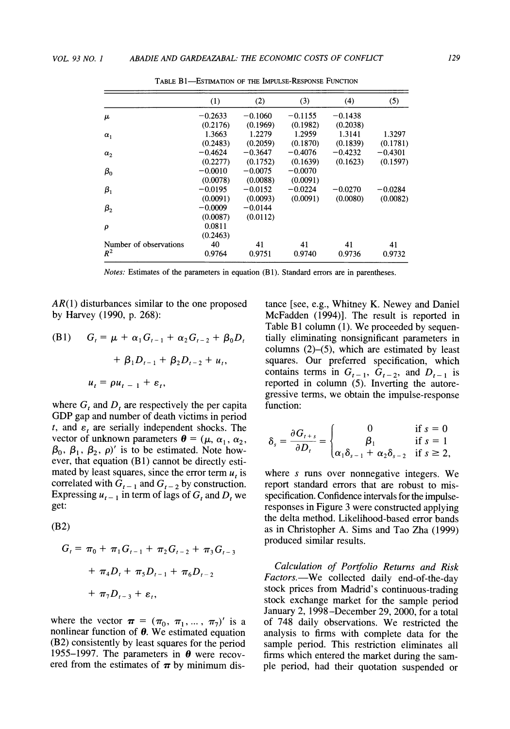TABLE B1—ESTIMATION OF THE IMPULSE-RESPONSE FUNCTION

| | (1) | (2) | (3) | (4) | (5) |
|---|---|---|---|---|---|
| $\mu$ | −0.2633 | −0.1060 | −0.1155 | −0.1438 | |
| | (0.2176) | (0.1969) | (0.1982) | (0.2038) | |
| $\alpha_1$ | 1.3663 | 1.2279 | 1.2959 | 1.3141 | 1.3297 |
| | (0.2483) | (0.2059) | (0.1870) | (0.1839) | (0.1781) |
| $\alpha_2$ | −0.4624 | −0.3647 | −0.4076 | −0.4232 | −0.4301 |
| | (0.2277) | (0.1752) | (0.1639) | (0.1623) | (0.1597) |
| $\beta_0$ | −0.0010 | −0.0075 | −0.0070 | | |
| | (0.0078) | (0.0088) | (0.0091) | | |
| $\beta_1$ | −0.0195 | −0.0152 | −0.0224 | −0.0270 | −0.0284 |
| | (0.0091) | (0.0093) | (0.0091) | (0.0080) | (0.0082) |
| $\beta_2$ | −0.0009 | −0.0144 | | | |
| | (0.0087) | (0.0112) | | | |
| $\rho$ | 0.0811 | | | | |
| | (0.2463) | | | | |
| Number of observations | 40 | 41 | 41 | 41 | 41 |
| $R^2$ | 0.9764 | 0.9751 | 0.9740 | 0.9736 | 0.9732 |

*Notes:* Estimates of the parameters in equation (B1). Standard errors are in parentheses.

$AR(1)$ disturbances similar to the one proposed by Harvey (1990, p. 268):

$$\text{(B1)} \quad G_t = \mu + \alpha_1 G_{t-1} + \alpha_2 G_{t-2} + \beta_0 D_t + \beta_1 D_{t-1} + \beta_2 D_{t-2} + u_t,$$

$$u_t = \rho u_{t-1} + \varepsilon_t,$$

where $G_t$ and $D_t$ are respectively the per capita GDP gap and number of death victims in period $t$, and $\varepsilon_t$ are serially independent shocks. The vector of unknown parameters $\boldsymbol{\theta} = (\mu, \alpha_1, \alpha_2, \beta_0, \beta_1, \beta_2, \rho)'$ is to be estimated. Note however, that equation (B1) cannot be directly estimated by least squares, since the error term $u_t$ is correlated with $G_{t-1}$ and $G_{t-2}$ by construction. Expressing $u_{t-1}$ in term of lags of $G_t$ and $D_t$ we get:

$$\text{(B2)} \quad G_t = \pi_0 + \pi_1 G_{t-1} + \pi_2 G_{t-2} + \pi_3 G_{t-3} + \pi_4 D_t + \pi_5 D_{t-1} + \pi_6 D_{t-2} + \pi_7 D_{t-3} + \varepsilon_t,$$

where the vector $\boldsymbol{\pi} = (\pi_0, \pi_1, \ldots, \pi_7)'$ is a nonlinear function of $\boldsymbol{\theta}$. We estimated equation (B2) consistently by least squares for the period 1955–1997. The parameters in $\boldsymbol{\theta}$ were recovered from the estimates of $\boldsymbol{\pi}$ by minimum distance [see, e.g., Whitney K. Newey and Daniel McFadden (1994)]. The result is reported in Table B1 column (1). We proceeded by sequentially eliminating nonsignificant parameters in columns (2)–(5), which are estimated by least squares. Our preferred specification, which contains terms in $G_{t-1}$, $G_{t-2}$, and $D_{t-1}$ is reported in column (5). Inverting the autoregressive terms, we obtain the impulse-response function:

$$\delta_s = \frac{\partial G_{t+s}}{\partial D_t} = \begin{cases} 0 & \text{if } s = 0 \\ \beta_1 & \text{if } s = 1 \\ \alpha_1 \delta_{s-1} + \alpha_2 \delta_{s-2} & \text{if } s \geq 2, \end{cases}$$

where $s$ runs over nonnegative integers. We report standard errors that are robust to misspecification. Confidence intervals for the impulse-responses in Figure 3 were constructed applying the delta method. Likelihood-based error bands as in Christopher A. Sims and Tao Zha (1999) produced similar results.

*Calculation of Portfolio Returns and Risk Factors.*—We collected daily end-of-the-day stock prices from Madrid's continuous-trading stock exchange market for the sample period January 2, 1998–December 29, 2000, for a total of 748 daily observations. We restricted the analysis to firms with complete data for the sample period. This restriction eliminates all firms which entered the market during the sample period, had their quotation suspended or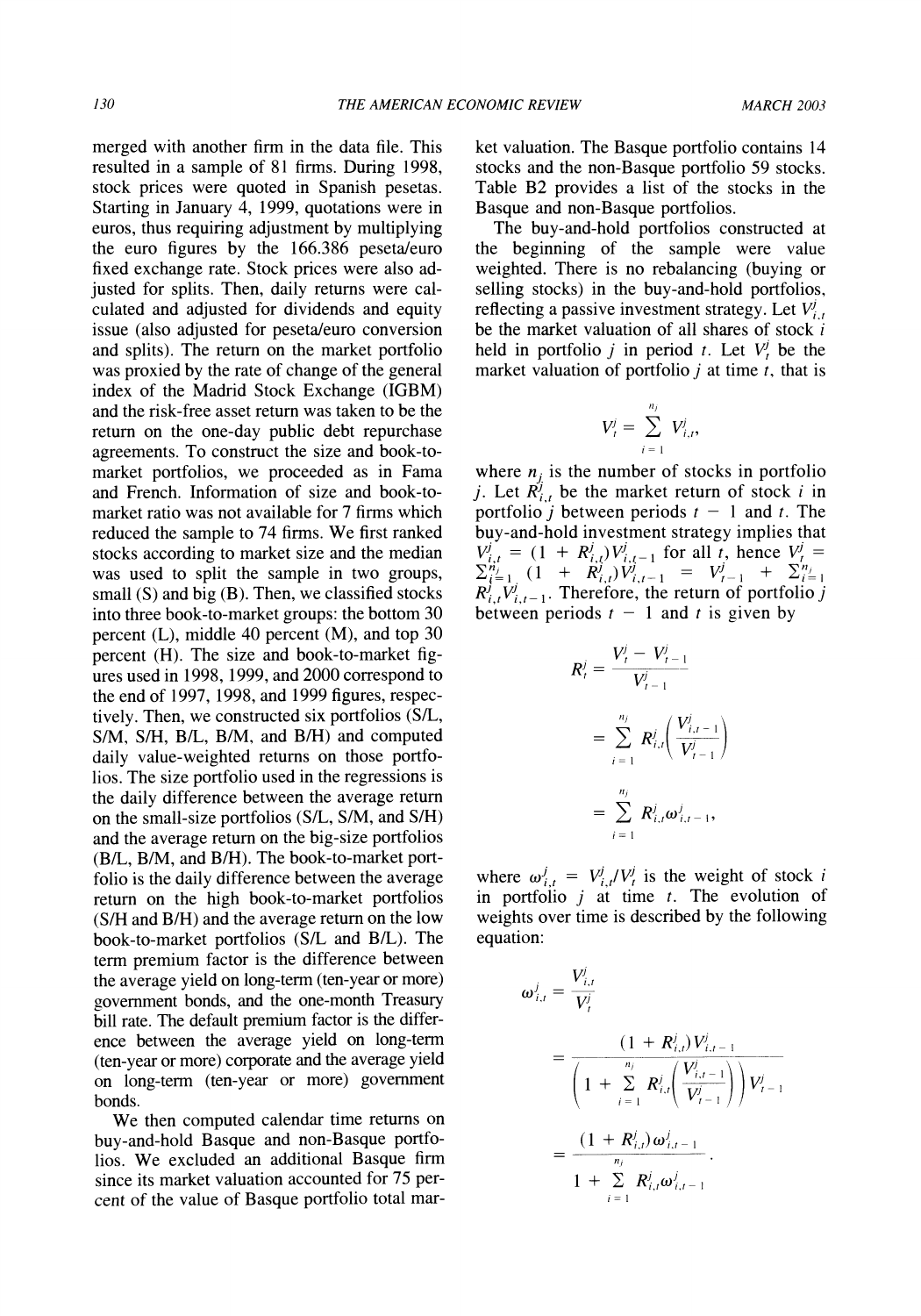merged with another firm in the data file. This resulted in a sample of 81 firms. During 1998, stock prices were quoted in Spanish pesetas. Starting in January 4, 1999, quotations were in euros, thus requiring adjustment by multiplying the euro figures by the 166.386 peseta/euro fixed exchange rate. Stock prices were also adjusted for splits. Then, daily returns were calculated and adjusted for dividends and equity issue (also adjusted for peseta/euro conversion and splits). The return on the market portfolio was proxied by the rate of change of the general index of the Madrid Stock Exchange (IGBM) and the risk-free asset return was taken to be the return on the one-day public debt repurchase agreements. To construct the size and book-to-market portfolios, we proceeded as in Fama and French. Information of size and book-to-market ratio was not available for 7 firms which reduced the sample to 74 firms. We first ranked stocks according to market size and the median was used to split the sample in two groups, small (S) and big (B). Then, we classified stocks into three book-to-market groups: the bottom 30 percent (L), middle 40 percent (M), and top 30 percent (H). The size and book-to-market figures used in 1998, 1999, and 2000 correspond to the end of 1997, 1998, and 1999 figures, respectively. Then, we constructed six portfolios (S/L, S/M, S/H, B/L, B/M, and B/H) and computed daily value-weighted returns on those portfolios. The size portfolio used in the regressions is the daily difference between the average return on the small-size portfolios (S/L, S/M, and S/H) and the average return on the big-size portfolios (B/L, B/M, and B/H). The book-to-market portfolio is the daily difference between the average return on the high book-to-market portfolios (S/H and B/H) and the average return on the low book-to-market portfolios (S/L and B/L). The term premium factor is the difference between the average yield on long-term (ten-year or more) government bonds, and the one-month Treasury bill rate. The default premium factor is the difference between the average yield on long-term (ten-year or more) corporate and the average yield on long-term (ten-year or more) government bonds.

We then computed calendar time returns on buy-and-hold Basque and non-Basque portfolios. We excluded an additional Basque firm since its market valuation accounted for 75 percent of the value of Basque portfolio total market valuation. The Basque portfolio contains 14 stocks and the non-Basque portfolio 59 stocks. Table B2 provides a list of the stocks in the Basque and non-Basque portfolios.

The buy-and-hold portfolios constructed at the beginning of the sample were value weighted. There is no rebalancing (buying or selling stocks) in the buy-and-hold portfolios, reflecting a passive investment strategy. Let $V^j_{i,t}$ be the market valuation of all shares of stock $i$ held in portfolio $j$ in period $t$. Let $V^j_t$ be the market valuation of portfolio $j$ at time $t$, that is

$$V^j_t = \sum_{i=1}^{n_j} V^j_{i,t},$$

where $n_j$ is the number of stocks in portfolio $j$. Let $R^j_{i,t}$ be the market return of stock $i$ in portfolio $j$ between periods $t-1$ and $t$. The buy-and-hold investment strategy implies that $V^j_{i,t} = (1 + R^j_{i,t})V^j_{i,t-1}$ for all $t$, hence $V^j_t = \sum_{i=1}^{n_j} (1 + R^j_{i,t})V^j_{i,t-1} = V^j_{t-1} + \sum_{i=1}^{n_j} R^j_{i,t}V^j_{i,t-1}$. Therefore, the return of portfolio $j$ between periods $t-1$ and $t$ is given by

$$R^j_t = \frac{V^j_t - V^j_{t-1}}{V^j_{t-1}}$$

$$= \sum_{i=1}^{n_j} R^j_{i,t}\left(\frac{V^j_{i,t-1}}{V^j_{t-1}}\right)$$

$$= \sum_{i=1}^{n_j} R^j_{i,t}\omega^j_{i,t-1},$$

where $\omega^j_{i,t} = V^j_{i,t}/V^j_t$ is the weight of stock $i$ in portfolio $j$ at time $t$. The evolution of weights over time is described by the following equation:

$$\omega^j_{i,t} = \frac{V^j_{i,t}}{V^j_t}$$

$$= \frac{(1 + R^j_{i,t})V^j_{i,t-1}}{\left(1 + \sum_{i=1}^{n_j} R^j_{i,t}\left(\frac{V^j_{i,t-1}}{V^j_{t-1}}\right)\right)V^j_{t-1}}$$

$$= \frac{(1 + R^j_{i,t})\omega^j_{i,t-1}}{1 + \sum_{i=1}^{n_j} R^j_{i,t}\omega^j_{i,t-1}}.$$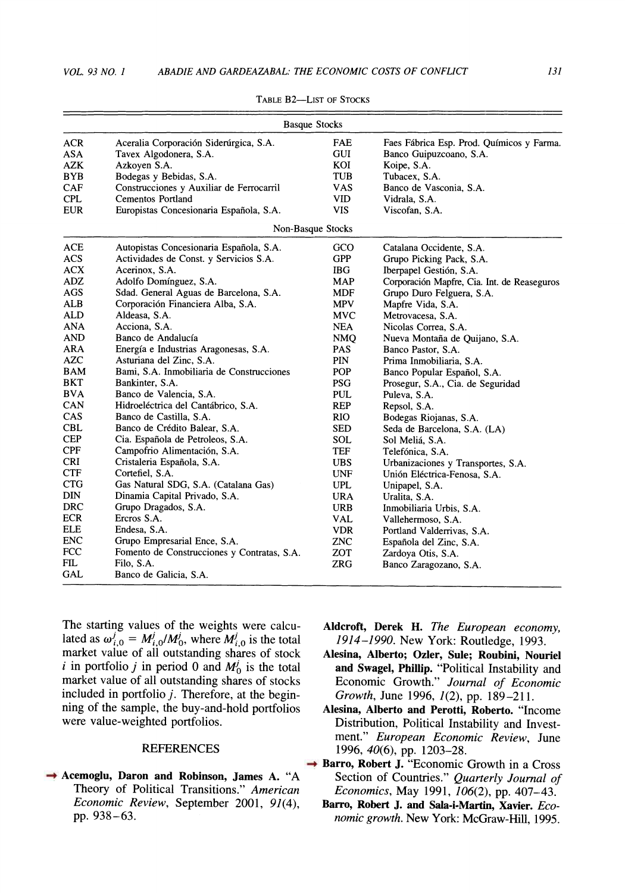TABLE B2—LIST OF STOCKS

| Basque Stocks | | | |
|---|---|---|---|
| ACR | Aceralia Corporación Siderúrgica, S.A. | FAE | Faes Fábrica Esp. Prod. Químicos y Farma. |
| ASA | Tavex Algodonera, S.A. | GUI | Banco Guipuzcoano, S.A. |
| AZK | Azkoyen S.A. | KOI | Koipe, S.A. |
| BYB | Bodegas y Bebidas, S.A. | TUB | Tubacex, S.A. |
| CAF | Construcciones y Auxiliar de Ferrocarril | VAS | Banco de Vasconia, S.A. |
| CPL | Cementos Portland | VID | Vidrala, S.A. |
| EUR | Europistas Concesionaria Española, S.A. | VIS | Viscofan, S.A. |
| **Non-Basque Stocks** | | | |
| ACE | Autopistas Concesionaria Española, S.A. | GCO | Catalana Occidente, S.A. |
| ACS | Actividades de Const. y Servicios S.A. | GPP | Grupo Picking Pack, S.A. |
| ACX | Acerinox, S.A. | IBG | Iberpapel Gestión, S.A. |
| ADZ | Adolfo Domínguez, S.A. | MAP | Corporación Mapfre, Cia. Int. de Reaseguros |
| AGS | Sdad. General Aguas de Barcelona, S.A. | MDF | Grupo Duro Felguera, S.A. |
| ALB | Corporación Financiera Alba, S.A. | MPV | Mapfre Vida, S.A. |
| ALD | Aldeasa, S.A. | MVC | Metrovacesa, S.A. |
| ANA | Acciona, S.A. | NEA | Nicolas Correa, S.A. |
| AND | Banco de Andalucía | NMQ | Nueva Montaña de Quijano, S.A. |
| ARA | Energía e Industrias Aragonesas, S.A. | PAS | Banco Pastor, S.A. |
| AZC | Asturiana del Zinc, S.A. | PIN | Prima Inmobiliaria, S.A. |
| BAM | Bami, S.A. Inmobiliaria de Construcciones | POP | Banco Popular Español, S.A. |
| BKT | Bankinter, S.A. | PSG | Prosegur, S.A., Cia. de Seguridad |
| BVA | Banco de Valencia, S.A. | PUL | Puleva, S.A. |
| CAN | Hidroeléctrica del Cantábrico, S.A. | REP | Repsol, S.A. |
| CAS | Banco de Castilla, S.A. | RIO | Bodegas Riojanas, S.A. |
| CBL | Banco de Crédito Balear, S.A. | SED | Seda de Barcelona, S.A. (LA) |
| CEP | Cia. Española de Petroleos, S.A. | SOL | Sol Meliá, S.A. |
| CPF | Campofrio Alimentación, S.A. | TEF | Telefónica, S.A. |
| CRI | Cristaleria Española, S.A. | UBS | Urbanizaciones y Transportes, S.A. |
| CTF | Cortefiel, S.A. | UNF | Unión Eléctrica-Fenosa, S.A. |
| CTG | Gas Natural SDG, S.A. (Catalana Gas) | UPL | Unipapel, S.A. |
| DIN | Dinamia Capital Privado, S.A. | URA | Uralita, S.A. |
| DRC | Grupo Dragados, S.A. | URB | Inmobiliaria Urbis, S.A. |
| ECR | Ercros S.A. | VAL | Vallehermoso, S.A. |
| ELE | Endesa, S.A. | VDR | Portland Valderrivas, S.A. |
| ENC | Grupo Empresarial Ence, S.A. | ZNC | Española del Zinc, S.A. |
| FCC | Fomento de Construcciones y Contratas, S.A. | ZOT | Zardoya Otis, S.A. |
| FIL | Filo, S.A. | ZRG | Banco Zaragozano, S.A. |
| GAL | Banco de Galicia, S.A. | | |

The starting values of the weights were calculated as $\omega^j_{i,0} = M^j_{i,0}/M^j_0$, where $M^j_{i,0}$ is the total market value of all outstanding shares of stock $i$ in portfolio $j$ in period 0 and $M^j_0$ is the total market value of all outstanding shares of stocks included in portfolio $j$. Therefore, at the beginning of the sample, the buy-and-hold portfolios were value-weighted portfolios.

## REFERENCES

**Acemoglu, Daron and Robinson, James A.** "A Theory of Political Transitions." *American Economic Review*, September 2001, *91*(4), pp. 938–63.

**Aldcroft, Derek H.** *The European economy, 1914–1990.* New York: Routledge, 1993.

**Alesina, Alberto; Ozler, Sule; Roubini, Nouriel and Swagel, Phillip.** "Political Instability and Economic Growth." *Journal of Economic Growth*, June 1996, *1*(2), pp. 189–211.

**Alesina, Alberto and Perotti, Roberto.** "Income Distribution, Political Instability and Investment." *European Economic Review*, June 1996, *40*(6), pp. 1203–28.

**Barro, Robert J.** "Economic Growth in a Cross Section of Countries." *Quarterly Journal of Economics*, May 1991, *106*(2), pp. 407–43.

**Barro, Robert J. and Sala-i-Martin, Xavier.** *Economic growth.* New York: McGraw-Hill, 1995.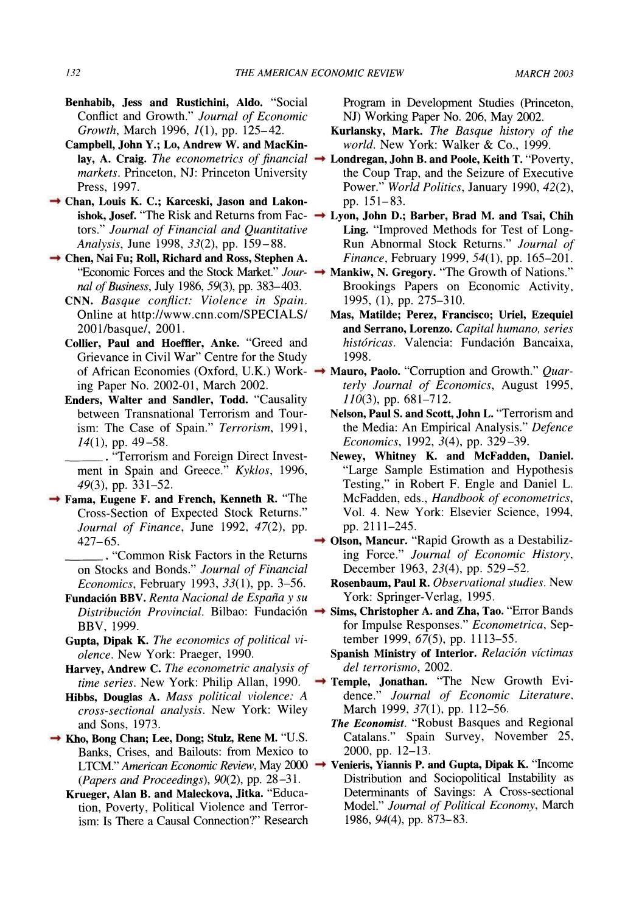**Benhabib, Jess and Rustichini, Aldo.** "Social Conflict and Growth." *Journal of Economic Growth*, March 1996, *1*(1), pp. 125–42.

**Campbell, John Y.; Lo, Andrew W. and MacKinlay, A. Craig.** *The econometrics of financial markets*. Princeton, NJ: Princeton University Press, 1997.

**Chan, Louis K. C.; Karceski, Jason and Lakonishok, Josef.** "The Risk and Returns from Factors." *Journal of Financial and Quantitative Analysis*, June 1998, *33*(2), pp. 159–88.

**Chen, Nai Fu; Roll, Richard and Ross, Stephen A.** "Economic Forces and the Stock Market." *Journal of Business*, July 1986, *59*(3), pp. 383–403.

**CNN.** *Basque conflict: Violence in Spain*. Online at http://www.cnn.com/SPECIALS/2001/basque/, 2001.

**Collier, Paul and Hoeffler, Anke.** "Greed and Grievance in Civil War" Centre for the Study of African Economies (Oxford, U.K.) Working Paper No. 2002-01, March 2002.

**Enders, Walter and Sandler, Todd.** "Causality between Transnational Terrorism and Tourism: The Case of Spain." *Terrorism*, 1991, *14*(1), pp. 49–58.

______. "Terrorism and Foreign Direct Investment in Spain and Greece." *Kyklos*, 1996, *49*(3), pp. 331–52.

**Fama, Eugene F. and French, Kenneth R.** "The Cross-Section of Expected Stock Returns." *Journal of Finance*, June 1992, *47*(2), pp. 427–65.

______. "Common Risk Factors in the Returns on Stocks and Bonds." *Journal of Financial Economics*, February 1993, *33*(1), pp. 3–56.

**Fundación BBV.** *Renta Nacional de España y su Distribución Provincial*. Bilbao: Fundación BBV, 1999.

**Gupta, Dipak K.** *The economics of political violence*. New York: Praeger, 1990.

**Harvey, Andrew C.** *The econometric analysis of time series*. New York: Philip Allan, 1990.

**Hibbs, Douglas A.** *Mass political violence: A cross-sectional analysis*. New York: Wiley and Sons, 1973.

**Kho, Bong Chan; Lee, Dong; Stulz, Rene M.** "U.S. Banks, Crises, and Bailouts: from Mexico to LTCM." *American Economic Review*, May 2000 (*Papers and Proceedings*), *90*(2), pp. 28–31.

**Krueger, Alan B. and Maleckova, Jitka.** "Education, Poverty, Political Violence and Terrorism: Is There a Causal Connection?" Research Program in Development Studies (Princeton, NJ) Working Paper No. 206, May 2002.

**Kurlansky, Mark.** *The Basque history of the world*. New York: Walker & Co., 1999.

**Londregan, John B. and Poole, Keith T.** "Poverty, the Coup Trap, and the Seizure of Executive Power." *World Politics*, January 1990, *42*(2), pp. 151–83.

**Lyon, John D.; Barber, Brad M. and Tsai, Chih Ling.** "Improved Methods for Test of Long-Run Abnormal Stock Returns." *Journal of Finance*, February 1999, *54*(1), pp. 165–201.

**Mankiw, N. Gregory.** "The Growth of Nations." Brookings Papers on Economic Activity, 1995, (1), pp. 275–310.

**Mas, Matilde; Perez, Francisco; Uriel, Ezequiel and Serrano, Lorenzo.** *Capital humano, series históricas*. Valencia: Fundación Bancaixa, 1998.

**Mauro, Paolo.** "Corruption and Growth." *Quarterly Journal of Economics*, August 1995, *110*(3), pp. 681–712.

**Nelson, Paul S. and Scott, John L.** "Terrorism and the Media: An Empirical Analysis." *Defence Economics*, 1992, *3*(4), pp. 329–39.

**Newey, Whitney K. and McFadden, Daniel.** "Large Sample Estimation and Hypothesis Testing," in Robert F. Engle and Daniel L. McFadden, eds., *Handbook of econometrics*, Vol. 4. New York: Elsevier Science, 1994, pp. 2111–245.

**Olson, Mancur.** "Rapid Growth as a Destabilizing Force." *Journal of Economic History*, December 1963, *23*(4), pp. 529–52.

**Rosenbaum, Paul R.** *Observational studies*. New York: Springer-Verlag, 1995.

**Sims, Christopher A. and Zha, Tao.** "Error Bands for Impulse Responses." *Econometrica*, September 1999, *67*(5), pp. 1113–55.

**Spanish Ministry of Interior.** *Relación víctimas del terrorismo*, 2002.

**Temple, Jonathan.** "The New Growth Evidence." *Journal of Economic Literature*, March 1999, *37*(1), pp. 112–56.

***The Economist*.** "Robust Basques and Regional Catalans." Spain Survey, November 25, 2000, pp. 12–13.

**Venieris, Yiannis P. and Gupta, Dipak K.** "Income Distribution and Sociopolitical Instability as Determinants of Savings: A Cross-sectional Model." *Journal of Political Economy*, March 1986, *94*(4), pp. 873–83.